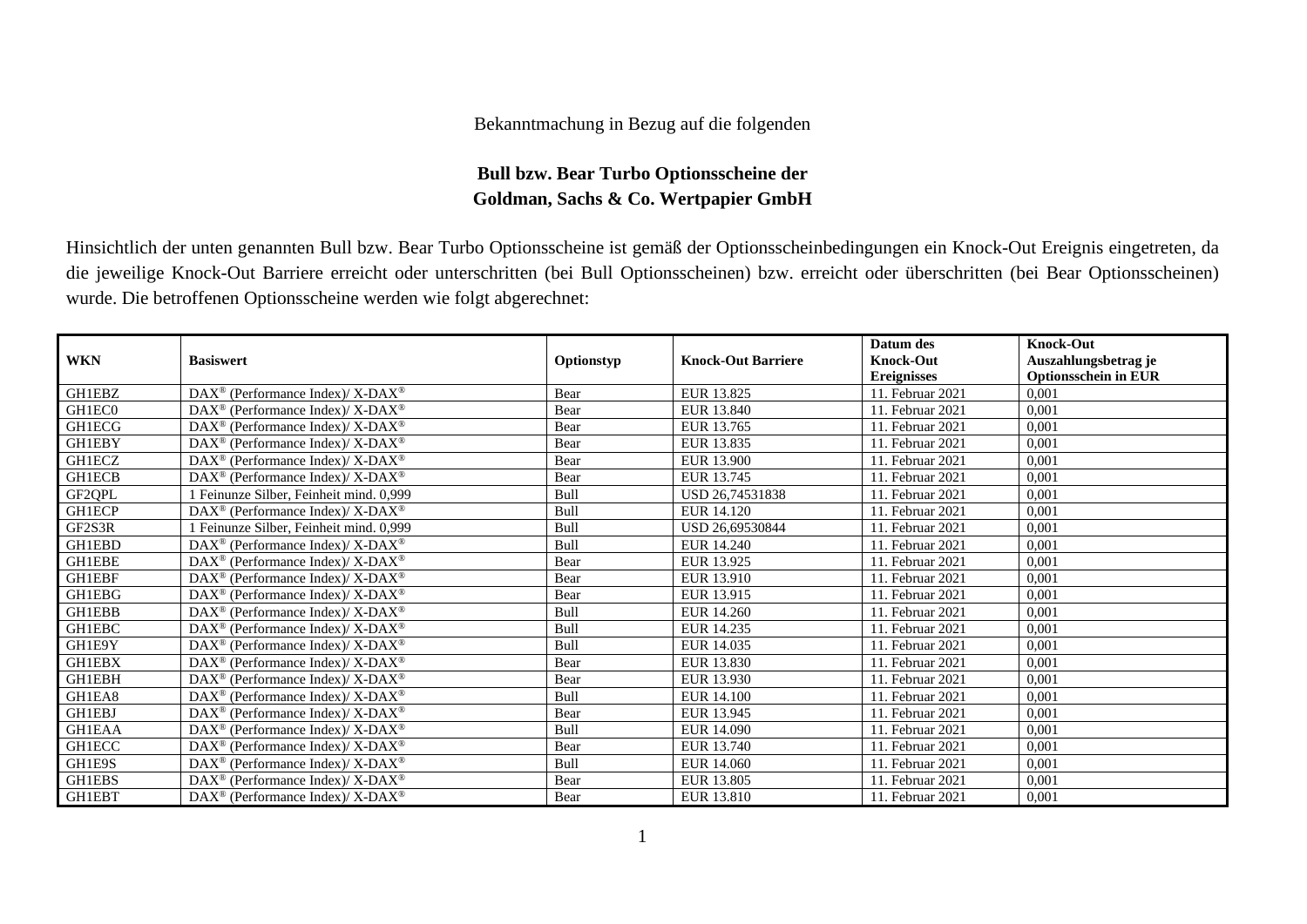Bekanntmachung in Bezug auf die folgenden

**Bull bzw. Bear Turbo Optionsscheine der**
**Goldman, Sachs & Co. Wertpapier GmbH**

Hinsichtlich der unten genannten Bull bzw. Bear Turbo Optionsscheine ist gemäß der Optionsscheinbedingungen ein Knock-Out Ereignis eingetreten, da die jeweilige Knock-Out Barriere erreicht oder unterschritten (bei Bull Optionsscheinen) bzw. erreicht oder überschritten (bei Bear Optionsscheinen) wurde. Die betroffenen Optionsscheine werden wie folgt abgerechnet:

| WKN | Basiswert | Optionstyp | Knock-Out Barriere | Datum des Knock-Out Ereignisses | Knock-Out Auszahlungsbetrag je Optionsschein in EUR |
|---|---|---|---|---|---|
| GH1EBZ | DAX® (Performance Index)/ X-DAX® | Bear | EUR 13.825 | 11. Februar 2021 | 0,001 |
| GH1EC0 | DAX® (Performance Index)/ X-DAX® | Bear | EUR 13.840 | 11. Februar 2021 | 0,001 |
| GH1ECG | DAX® (Performance Index)/ X-DAX® | Bear | EUR 13.765 | 11. Februar 2021 | 0,001 |
| GH1EBY | DAX® (Performance Index)/ X-DAX® | Bear | EUR 13.835 | 11. Februar 2021 | 0,001 |
| GH1ECZ | DAX® (Performance Index)/ X-DAX® | Bear | EUR 13.900 | 11. Februar 2021 | 0,001 |
| GH1ECB | DAX® (Performance Index)/ X-DAX® | Bear | EUR 13.745 | 11. Februar 2021 | 0,001 |
| GF2QPL | 1 Feinunze Silber, Feinheit mind. 0,999 | Bull | USD 26,74531838 | 11. Februar 2021 | 0,001 |
| GH1ECP | DAX® (Performance Index)/ X-DAX® | Bull | EUR 14.120 | 11. Februar 2021 | 0,001 |
| GF2S3R | 1 Feinunze Silber, Feinheit mind. 0,999 | Bull | USD 26,69530844 | 11. Februar 2021 | 0,001 |
| GH1EBD | DAX® (Performance Index)/ X-DAX® | Bull | EUR 14.240 | 11. Februar 2021 | 0,001 |
| GH1EBE | DAX® (Performance Index)/ X-DAX® | Bear | EUR 13.925 | 11. Februar 2021 | 0,001 |
| GH1EBF | DAX® (Performance Index)/ X-DAX® | Bear | EUR 13.910 | 11. Februar 2021 | 0,001 |
| GH1EBG | DAX® (Performance Index)/ X-DAX® | Bear | EUR 13.915 | 11. Februar 2021 | 0,001 |
| GH1EBB | DAX® (Performance Index)/ X-DAX® | Bull | EUR 14.260 | 11. Februar 2021 | 0,001 |
| GH1EBC | DAX® (Performance Index)/ X-DAX® | Bull | EUR 14.235 | 11. Februar 2021 | 0,001 |
| GH1E9Y | DAX® (Performance Index)/ X-DAX® | Bull | EUR 14.035 | 11. Februar 2021 | 0,001 |
| GH1EBX | DAX® (Performance Index)/ X-DAX® | Bear | EUR 13.830 | 11. Februar 2021 | 0,001 |
| GH1EBH | DAX® (Performance Index)/ X-DAX® | Bear | EUR 13.930 | 11. Februar 2021 | 0,001 |
| GH1EA8 | DAX® (Performance Index)/ X-DAX® | Bull | EUR 14.100 | 11. Februar 2021 | 0,001 |
| GH1EBJ | DAX® (Performance Index)/ X-DAX® | Bear | EUR 13.945 | 11. Februar 2021 | 0,001 |
| GH1EAA | DAX® (Performance Index)/ X-DAX® | Bull | EUR 14.090 | 11. Februar 2021 | 0,001 |
| GH1ECC | DAX® (Performance Index)/ X-DAX® | Bear | EUR 13.740 | 11. Februar 2021 | 0,001 |
| GH1E9S | DAX® (Performance Index)/ X-DAX® | Bull | EUR 14.060 | 11. Februar 2021 | 0,001 |
| GH1EBS | DAX® (Performance Index)/ X-DAX® | Bear | EUR 13.805 | 11. Februar 2021 | 0,001 |
| GH1EBT | DAX® (Performance Index)/ X-DAX® | Bear | EUR 13.810 | 11. Februar 2021 | 0,001 |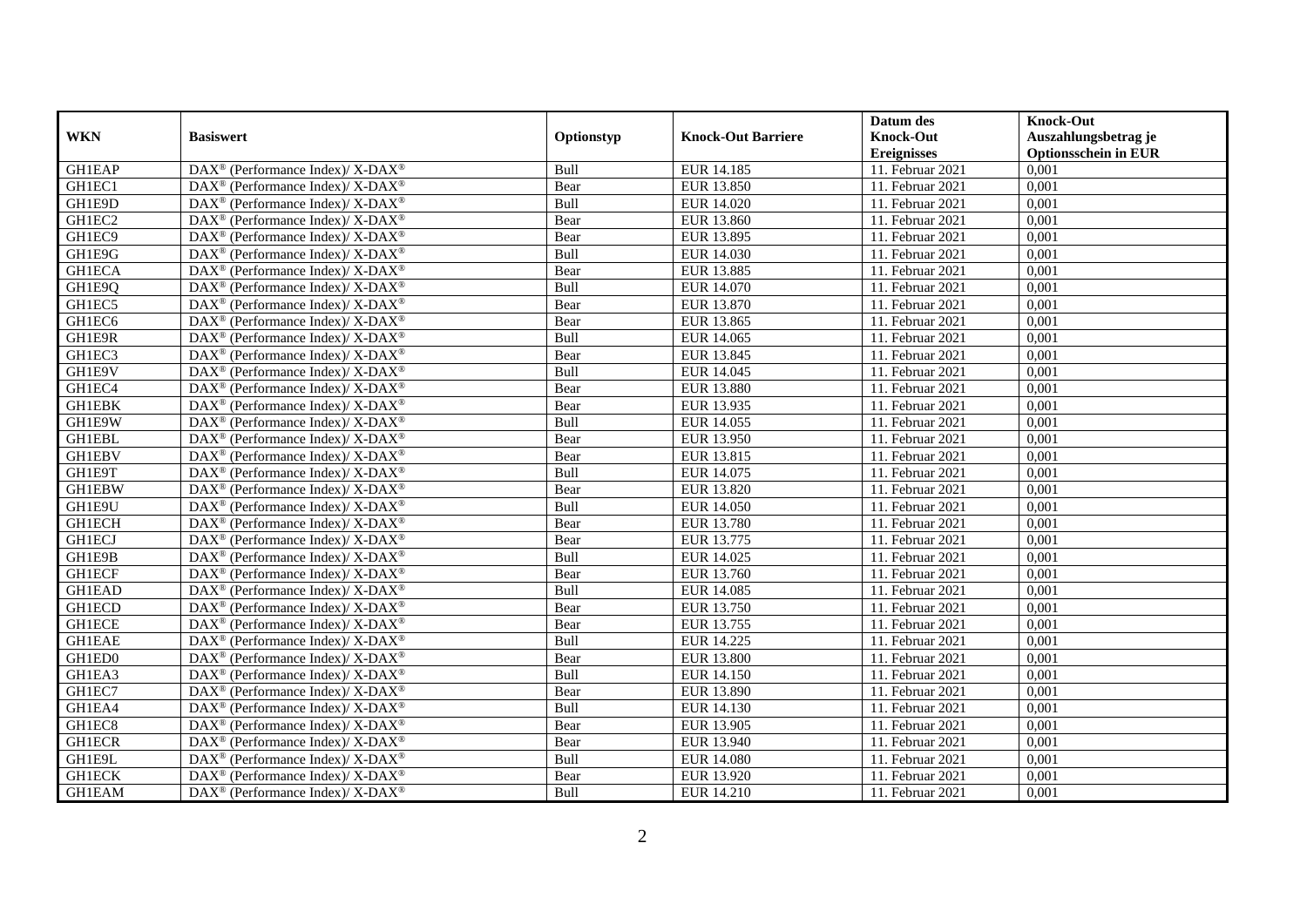| WKN | Basiswert | Optionstyp | Knock-Out Barriere | Datum des Knock-Out Ereignisses | Knock-Out Auszahlungsbetrag je Optionsschein in EUR |
|---|---|---|---|---|---|
| GH1EAP | DAX® (Performance Index)/ X-DAX® | Bull | EUR 14.185 | 11. Februar 2021 | 0,001 |
| GH1EC1 | DAX® (Performance Index)/ X-DAX® | Bear | EUR 13.850 | 11. Februar 2021 | 0,001 |
| GH1E9D | DAX® (Performance Index)/ X-DAX® | Bull | EUR 14.020 | 11. Februar 2021 | 0,001 |
| GH1EC2 | DAX® (Performance Index)/ X-DAX® | Bear | EUR 13.860 | 11. Februar 2021 | 0,001 |
| GH1EC9 | DAX® (Performance Index)/ X-DAX® | Bear | EUR 13.895 | 11. Februar 2021 | 0,001 |
| GH1E9G | DAX® (Performance Index)/ X-DAX® | Bull | EUR 14.030 | 11. Februar 2021 | 0,001 |
| GH1ECA | DAX® (Performance Index)/ X-DAX® | Bear | EUR 13.885 | 11. Februar 2021 | 0,001 |
| GH1E9Q | DAX® (Performance Index)/ X-DAX® | Bull | EUR 14.070 | 11. Februar 2021 | 0,001 |
| GH1EC5 | DAX® (Performance Index)/ X-DAX® | Bear | EUR 13.870 | 11. Februar 2021 | 0,001 |
| GH1EC6 | DAX® (Performance Index)/ X-DAX® | Bear | EUR 13.865 | 11. Februar 2021 | 0,001 |
| GH1E9R | DAX® (Performance Index)/ X-DAX® | Bull | EUR 14.065 | 11. Februar 2021 | 0,001 |
| GH1EC3 | DAX® (Performance Index)/ X-DAX® | Bear | EUR 13.845 | 11. Februar 2021 | 0,001 |
| GH1E9V | DAX® (Performance Index)/ X-DAX® | Bull | EUR 14.045 | 11. Februar 2021 | 0,001 |
| GH1EC4 | DAX® (Performance Index)/ X-DAX® | Bear | EUR 13.880 | 11. Februar 2021 | 0,001 |
| GH1EBK | DAX® (Performance Index)/ X-DAX® | Bear | EUR 13.935 | 11. Februar 2021 | 0,001 |
| GH1E9W | DAX® (Performance Index)/ X-DAX® | Bull | EUR 14.055 | 11. Februar 2021 | 0,001 |
| GH1EBL | DAX® (Performance Index)/ X-DAX® | Bear | EUR 13.950 | 11. Februar 2021 | 0,001 |
| GH1EBV | DAX® (Performance Index)/ X-DAX® | Bear | EUR 13.815 | 11. Februar 2021 | 0,001 |
| GH1E9T | DAX® (Performance Index)/ X-DAX® | Bull | EUR 14.075 | 11. Februar 2021 | 0,001 |
| GH1EBW | DAX® (Performance Index)/ X-DAX® | Bear | EUR 13.820 | 11. Februar 2021 | 0,001 |
| GH1E9U | DAX® (Performance Index)/ X-DAX® | Bull | EUR 14.050 | 11. Februar 2021 | 0,001 |
| GH1ECH | DAX® (Performance Index)/ X-DAX® | Bear | EUR 13.780 | 11. Februar 2021 | 0,001 |
| GH1ECJ | DAX® (Performance Index)/ X-DAX® | Bear | EUR 13.775 | 11. Februar 2021 | 0,001 |
| GH1E9B | DAX® (Performance Index)/ X-DAX® | Bull | EUR 14.025 | 11. Februar 2021 | 0,001 |
| GH1ECF | DAX® (Performance Index)/ X-DAX® | Bear | EUR 13.760 | 11. Februar 2021 | 0,001 |
| GH1EAD | DAX® (Performance Index)/ X-DAX® | Bull | EUR 14.085 | 11. Februar 2021 | 0,001 |
| GH1ECD | DAX® (Performance Index)/ X-DAX® | Bear | EUR 13.750 | 11. Februar 2021 | 0,001 |
| GH1ECE | DAX® (Performance Index)/ X-DAX® | Bear | EUR 13.755 | 11. Februar 2021 | 0,001 |
| GH1EAE | DAX® (Performance Index)/ X-DAX® | Bull | EUR 14.225 | 11. Februar 2021 | 0,001 |
| GH1ED0 | DAX® (Performance Index)/ X-DAX® | Bear | EUR 13.800 | 11. Februar 2021 | 0,001 |
| GH1EA3 | DAX® (Performance Index)/ X-DAX® | Bull | EUR 14.150 | 11. Februar 2021 | 0,001 |
| GH1EC7 | DAX® (Performance Index)/ X-DAX® | Bear | EUR 13.890 | 11. Februar 2021 | 0,001 |
| GH1EA4 | DAX® (Performance Index)/ X-DAX® | Bull | EUR 14.130 | 11. Februar 2021 | 0,001 |
| GH1EC8 | DAX® (Performance Index)/ X-DAX® | Bear | EUR 13.905 | 11. Februar 2021 | 0,001 |
| GH1ECR | DAX® (Performance Index)/ X-DAX® | Bear | EUR 13.940 | 11. Februar 2021 | 0,001 |
| GH1E9L | DAX® (Performance Index)/ X-DAX® | Bull | EUR 14.080 | 11. Februar 2021 | 0,001 |
| GH1ECK | DAX® (Performance Index)/ X-DAX® | Bear | EUR 13.920 | 11. Februar 2021 | 0,001 |
| GH1EAM | DAX® (Performance Index)/ X-DAX® | Bull | EUR 14.210 | 11. Februar 2021 | 0,001 |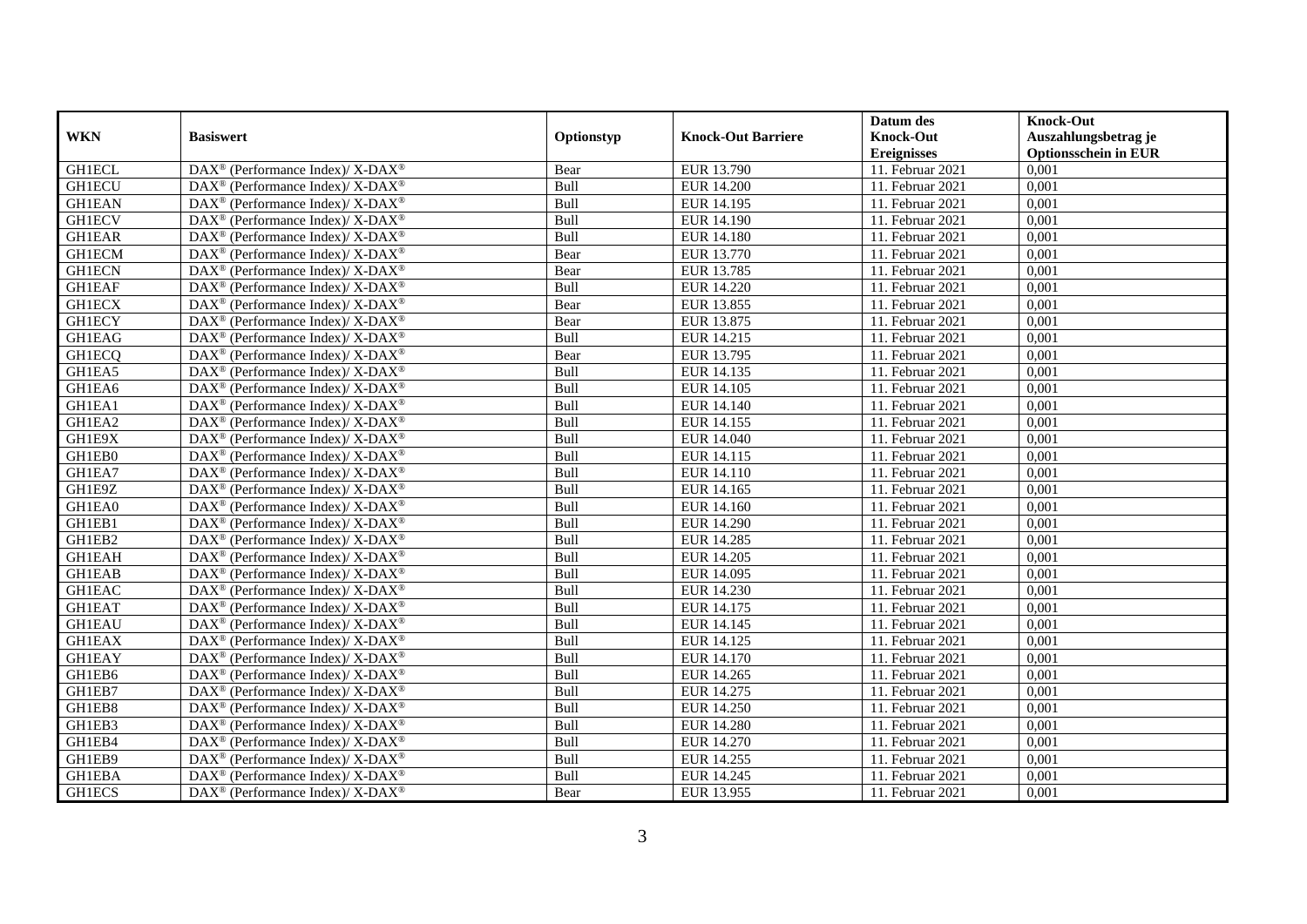| WKN | Basiswert | Optionstyp | Knock-Out Barriere | Datum des Knock-Out Ereignisses | Knock-Out Auszahlungsbetrag je Optionsschein in EUR |
| --- | --- | --- | --- | --- | --- |
| GH1ECL | DAX® (Performance Index)/ X-DAX® | Bear | EUR 13.790 | 11. Februar 2021 | 0,001 |
| GH1ECU | DAX® (Performance Index)/ X-DAX® | Bull | EUR 14.200 | 11. Februar 2021 | 0,001 |
| GH1EAN | DAX® (Performance Index)/ X-DAX® | Bull | EUR 14.195 | 11. Februar 2021 | 0,001 |
| GH1ECV | DAX® (Performance Index)/ X-DAX® | Bull | EUR 14.190 | 11. Februar 2021 | 0,001 |
| GH1EAR | DAX® (Performance Index)/ X-DAX® | Bull | EUR 14.180 | 11. Februar 2021 | 0,001 |
| GH1ECM | DAX® (Performance Index)/ X-DAX® | Bear | EUR 13.770 | 11. Februar 2021 | 0,001 |
| GH1ECN | DAX® (Performance Index)/ X-DAX® | Bear | EUR 13.785 | 11. Februar 2021 | 0,001 |
| GH1EAF | DAX® (Performance Index)/ X-DAX® | Bull | EUR 14.220 | 11. Februar 2021 | 0,001 |
| GH1ECX | DAX® (Performance Index)/ X-DAX® | Bear | EUR 13.855 | 11. Februar 2021 | 0,001 |
| GH1ECY | DAX® (Performance Index)/ X-DAX® | Bear | EUR 13.875 | 11. Februar 2021 | 0,001 |
| GH1EAG | DAX® (Performance Index)/ X-DAX® | Bull | EUR 14.215 | 11. Februar 2021 | 0,001 |
| GH1ECQ | DAX® (Performance Index)/ X-DAX® | Bear | EUR 13.795 | 11. Februar 2021 | 0,001 |
| GH1EA5 | DAX® (Performance Index)/ X-DAX® | Bull | EUR 14.135 | 11. Februar 2021 | 0,001 |
| GH1EA6 | DAX® (Performance Index)/ X-DAX® | Bull | EUR 14.105 | 11. Februar 2021 | 0,001 |
| GH1EA1 | DAX® (Performance Index)/ X-DAX® | Bull | EUR 14.140 | 11. Februar 2021 | 0,001 |
| GH1EA2 | DAX® (Performance Index)/ X-DAX® | Bull | EUR 14.155 | 11. Februar 2021 | 0,001 |
| GH1E9X | DAX® (Performance Index)/ X-DAX® | Bull | EUR 14.040 | 11. Februar 2021 | 0,001 |
| GH1EB0 | DAX® (Performance Index)/ X-DAX® | Bull | EUR 14.115 | 11. Februar 2021 | 0,001 |
| GH1EA7 | DAX® (Performance Index)/ X-DAX® | Bull | EUR 14.110 | 11. Februar 2021 | 0,001 |
| GH1E9Z | DAX® (Performance Index)/ X-DAX® | Bull | EUR 14.165 | 11. Februar 2021 | 0,001 |
| GH1EA0 | DAX® (Performance Index)/ X-DAX® | Bull | EUR 14.160 | 11. Februar 2021 | 0,001 |
| GH1EB1 | DAX® (Performance Index)/ X-DAX® | Bull | EUR 14.290 | 11. Februar 2021 | 0,001 |
| GH1EB2 | DAX® (Performance Index)/ X-DAX® | Bull | EUR 14.285 | 11. Februar 2021 | 0,001 |
| GH1EAH | DAX® (Performance Index)/ X-DAX® | Bull | EUR 14.205 | 11. Februar 2021 | 0,001 |
| GH1EAB | DAX® (Performance Index)/ X-DAX® | Bull | EUR 14.095 | 11. Februar 2021 | 0,001 |
| GH1EAC | DAX® (Performance Index)/ X-DAX® | Bull | EUR 14.230 | 11. Februar 2021 | 0,001 |
| GH1EAT | DAX® (Performance Index)/ X-DAX® | Bull | EUR 14.175 | 11. Februar 2021 | 0,001 |
| GH1EAU | DAX® (Performance Index)/ X-DAX® | Bull | EUR 14.145 | 11. Februar 2021 | 0,001 |
| GH1EAX | DAX® (Performance Index)/ X-DAX® | Bull | EUR 14.125 | 11. Februar 2021 | 0,001 |
| GH1EAY | DAX® (Performance Index)/ X-DAX® | Bull | EUR 14.170 | 11. Februar 2021 | 0,001 |
| GH1EB6 | DAX® (Performance Index)/ X-DAX® | Bull | EUR 14.265 | 11. Februar 2021 | 0,001 |
| GH1EB7 | DAX® (Performance Index)/ X-DAX® | Bull | EUR 14.275 | 11. Februar 2021 | 0,001 |
| GH1EB8 | DAX® (Performance Index)/ X-DAX® | Bull | EUR 14.250 | 11. Februar 2021 | 0,001 |
| GH1EB3 | DAX® (Performance Index)/ X-DAX® | Bull | EUR 14.280 | 11. Februar 2021 | 0,001 |
| GH1EB4 | DAX® (Performance Index)/ X-DAX® | Bull | EUR 14.270 | 11. Februar 2021 | 0,001 |
| GH1EB9 | DAX® (Performance Index)/ X-DAX® | Bull | EUR 14.255 | 11. Februar 2021 | 0,001 |
| GH1EBA | DAX® (Performance Index)/ X-DAX® | Bull | EUR 14.245 | 11. Februar 2021 | 0,001 |
| GH1ECS | DAX® (Performance Index)/ X-DAX® | Bear | EUR 13.955 | 11. Februar 2021 | 0,001 |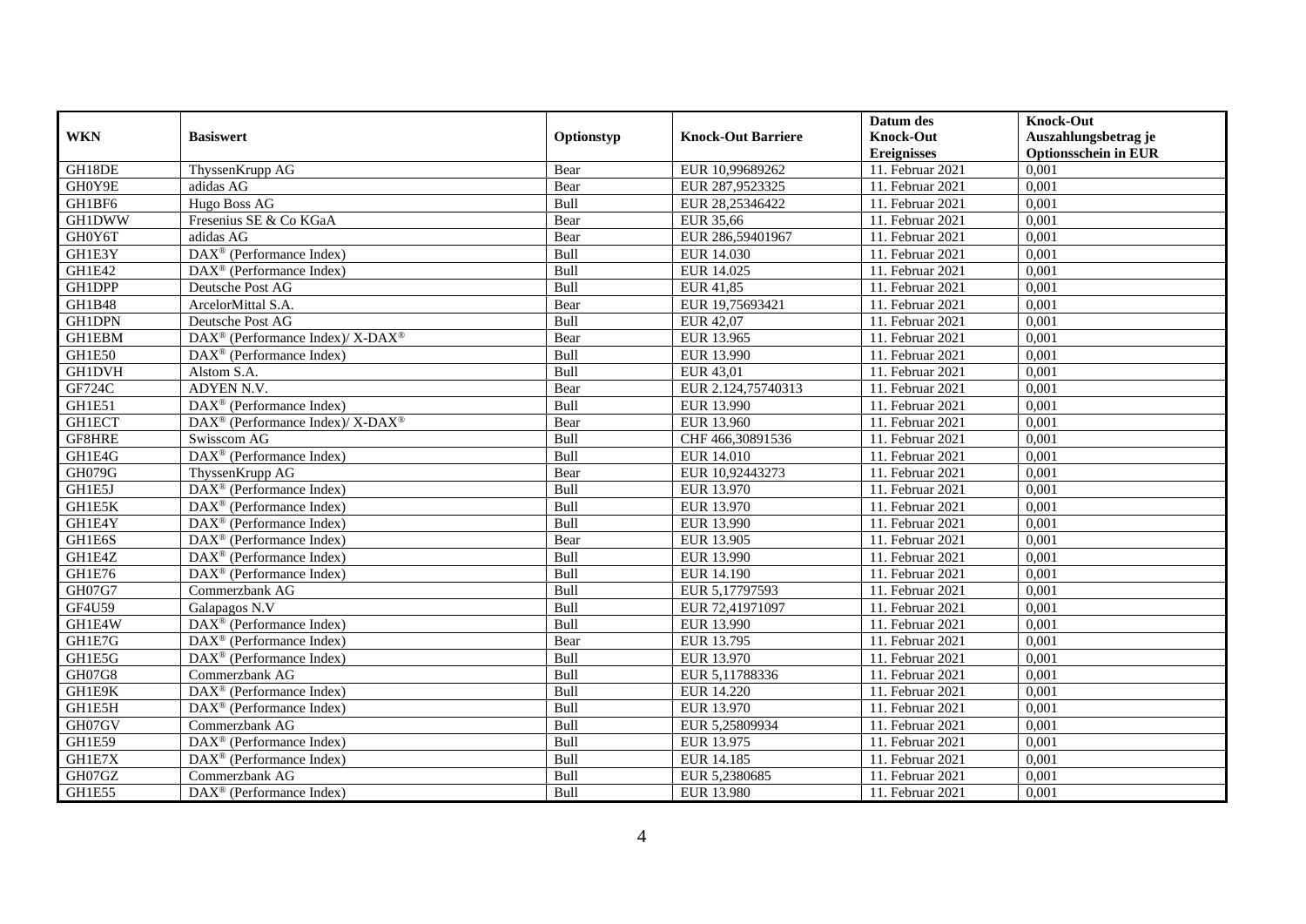| WKN | Basiswert | Optionstyp | Knock-Out Barriere | Datum des Knock-Out Ereignisses | Knock-Out Auszahlungsbetrag je Optionsschein in EUR |
|---|---|---|---|---|---|
| GH18DE | ThyssenKrupp AG | Bear | EUR 10,99689262 | 11. Februar 2021 | 0,001 |
| GH0Y9E | adidas AG | Bear | EUR 287,9523325 | 11. Februar 2021 | 0,001 |
| GH1BF6 | Hugo Boss AG | Bull | EUR 28,25346422 | 11. Februar 2021 | 0,001 |
| GH1DWW | Fresenius SE & Co KGaA | Bear | EUR 35,66 | 11. Februar 2021 | 0,001 |
| GH0Y6T | adidas AG | Bear | EUR 286,59401967 | 11. Februar 2021 | 0,001 |
| GH1E3Y | DAX® (Performance Index) | Bull | EUR 14.030 | 11. Februar 2021 | 0,001 |
| GH1E42 | DAX® (Performance Index) | Bull | EUR 14.025 | 11. Februar 2021 | 0,001 |
| GH1DPP | Deutsche Post AG | Bull | EUR 41,85 | 11. Februar 2021 | 0,001 |
| GH1B48 | ArcelorMittal S.A. | Bear | EUR 19,75693421 | 11. Februar 2021 | 0,001 |
| GH1DPN | Deutsche Post AG | Bull | EUR 42,07 | 11. Februar 2021 | 0,001 |
| GH1EBM | DAX® (Performance Index)/ X-DAX® | Bear | EUR 13.965 | 11. Februar 2021 | 0,001 |
| GH1E50 | DAX® (Performance Index) | Bull | EUR 13.990 | 11. Februar 2021 | 0,001 |
| GH1DVH | Alstom S.A. | Bull | EUR 43,01 | 11. Februar 2021 | 0,001 |
| GF724C | ADYEN N.V. | Bear | EUR 2.124,75740313 | 11. Februar 2021 | 0,001 |
| GH1E51 | DAX® (Performance Index) | Bull | EUR 13.990 | 11. Februar 2021 | 0,001 |
| GH1ECT | DAX® (Performance Index)/ X-DAX® | Bear | EUR 13.960 | 11. Februar 2021 | 0,001 |
| GF8HRE | Swisscom AG | Bull | CHF 466,30891536 | 11. Februar 2021 | 0,001 |
| GH1E4G | DAX® (Performance Index) | Bull | EUR 14.010 | 11. Februar 2021 | 0,001 |
| GH079G | ThyssenKrupp AG | Bear | EUR 10,92443273 | 11. Februar 2021 | 0,001 |
| GH1E5J | DAX® (Performance Index) | Bull | EUR 13.970 | 11. Februar 2021 | 0,001 |
| GH1E5K | DAX® (Performance Index) | Bull | EUR 13.970 | 11. Februar 2021 | 0,001 |
| GH1E4Y | DAX® (Performance Index) | Bull | EUR 13.990 | 11. Februar 2021 | 0,001 |
| GH1E6S | DAX® (Performance Index) | Bear | EUR 13.905 | 11. Februar 2021 | 0,001 |
| GH1E4Z | DAX® (Performance Index) | Bull | EUR 13.990 | 11. Februar 2021 | 0,001 |
| GH1E76 | DAX® (Performance Index) | Bull | EUR 14.190 | 11. Februar 2021 | 0,001 |
| GH07G7 | Commerzbank AG | Bull | EUR 5,17797593 | 11. Februar 2021 | 0,001 |
| GF4U59 | Galapagos N.V | Bull | EUR 72,41971097 | 11. Februar 2021 | 0,001 |
| GH1E4W | DAX® (Performance Index) | Bull | EUR 13.990 | 11. Februar 2021 | 0,001 |
| GH1E7G | DAX® (Performance Index) | Bear | EUR 13.795 | 11. Februar 2021 | 0,001 |
| GH1E5G | DAX® (Performance Index) | Bull | EUR 13.970 | 11. Februar 2021 | 0,001 |
| GH07G8 | Commerzbank AG | Bull | EUR 5,11788336 | 11. Februar 2021 | 0,001 |
| GH1E9K | DAX® (Performance Index) | Bull | EUR 14.220 | 11. Februar 2021 | 0,001 |
| GH1E5H | DAX® (Performance Index) | Bull | EUR 13.970 | 11. Februar 2021 | 0,001 |
| GH07GV | Commerzbank AG | Bull | EUR 5,25809934 | 11. Februar 2021 | 0,001 |
| GH1E59 | DAX® (Performance Index) | Bull | EUR 13.975 | 11. Februar 2021 | 0,001 |
| GH1E7X | DAX® (Performance Index) | Bull | EUR 14.185 | 11. Februar 2021 | 0,001 |
| GH07GZ | Commerzbank AG | Bull | EUR 5,2380685 | 11. Februar 2021 | 0,001 |
| GH1E55 | DAX® (Performance Index) | Bull | EUR 13.980 | 11. Februar 2021 | 0,001 |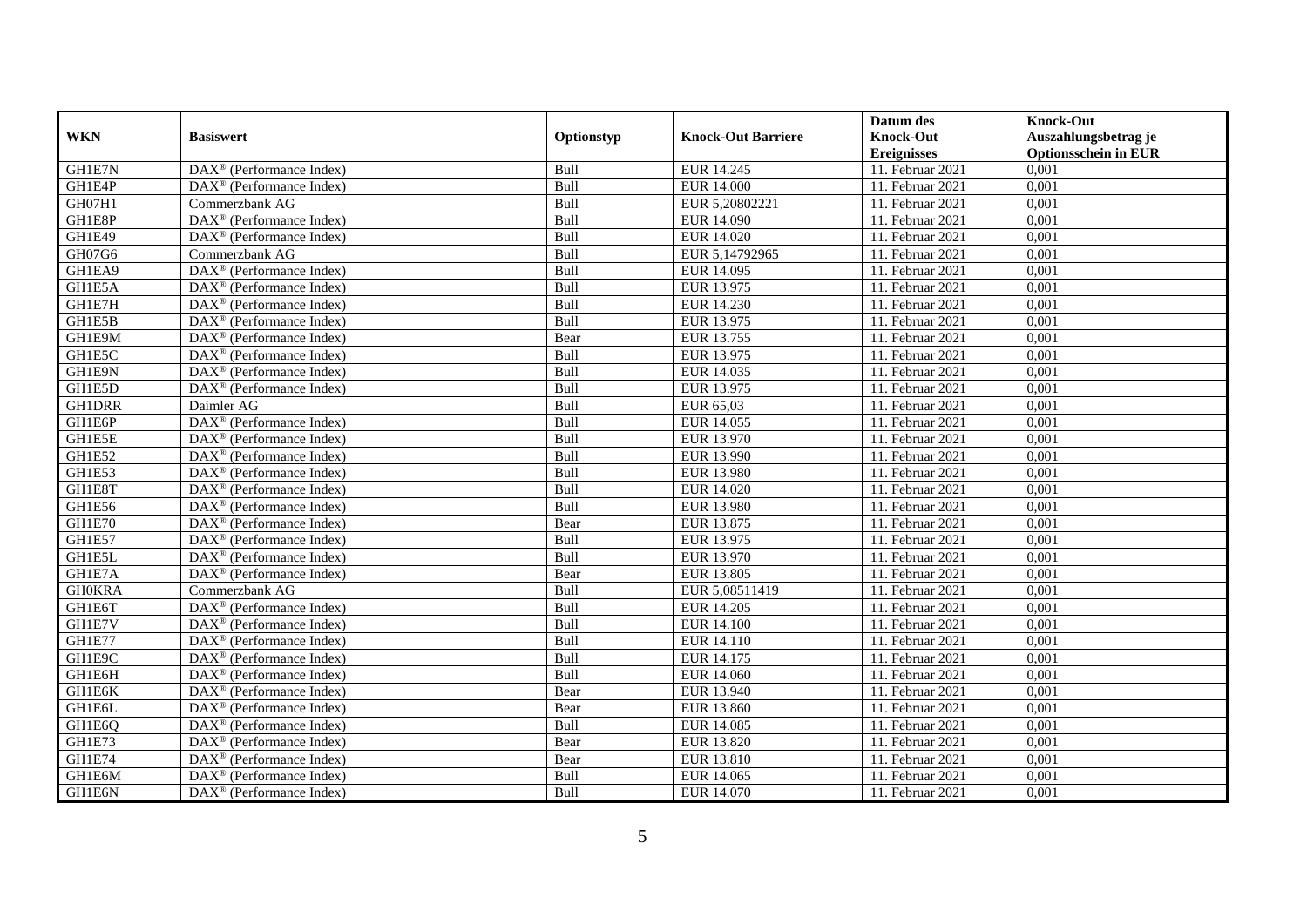| WKN | Basiswert | Optionstyp | Knock-Out Barriere | Datum des Knock-Out Ereignisses | Knock-Out Auszahlungsbetrag je Optionsschein in EUR |
|---|---|---|---|---|---|
| GH1E7N | DAX® (Performance Index) | Bull | EUR 14.245 | 11. Februar 2021 | 0,001 |
| GH1E4P | DAX® (Performance Index) | Bull | EUR 14.000 | 11. Februar 2021 | 0,001 |
| GH07H1 | Commerzbank AG | Bull | EUR 5,20802221 | 11. Februar 2021 | 0,001 |
| GH1E8P | DAX® (Performance Index) | Bull | EUR 14.090 | 11. Februar 2021 | 0,001 |
| GH1E49 | DAX® (Performance Index) | Bull | EUR 14.020 | 11. Februar 2021 | 0,001 |
| GH07G6 | Commerzbank AG | Bull | EUR 5,14792965 | 11. Februar 2021 | 0,001 |
| GH1EA9 | DAX® (Performance Index) | Bull | EUR 14.095 | 11. Februar 2021 | 0,001 |
| GH1E5A | DAX® (Performance Index) | Bull | EUR 13.975 | 11. Februar 2021 | 0,001 |
| GH1E7H | DAX® (Performance Index) | Bull | EUR 14.230 | 11. Februar 2021 | 0,001 |
| GH1E5B | DAX® (Performance Index) | Bull | EUR 13.975 | 11. Februar 2021 | 0,001 |
| GH1E9M | DAX® (Performance Index) | Bear | EUR 13.755 | 11. Februar 2021 | 0,001 |
| GH1E5C | DAX® (Performance Index) | Bull | EUR 13.975 | 11. Februar 2021 | 0,001 |
| GH1E9N | DAX® (Performance Index) | Bull | EUR 14.035 | 11. Februar 2021 | 0,001 |
| GH1E5D | DAX® (Performance Index) | Bull | EUR 13.975 | 11. Februar 2021 | 0,001 |
| GH1DRR | Daimler AG | Bull | EUR 65,03 | 11. Februar 2021 | 0,001 |
| GH1E6P | DAX® (Performance Index) | Bull | EUR 14.055 | 11. Februar 2021 | 0,001 |
| GH1E5E | DAX® (Performance Index) | Bull | EUR 13.970 | 11. Februar 2021 | 0,001 |
| GH1E52 | DAX® (Performance Index) | Bull | EUR 13.990 | 11. Februar 2021 | 0,001 |
| GH1E53 | DAX® (Performance Index) | Bull | EUR 13.980 | 11. Februar 2021 | 0,001 |
| GH1E8T | DAX® (Performance Index) | Bull | EUR 14.020 | 11. Februar 2021 | 0,001 |
| GH1E56 | DAX® (Performance Index) | Bull | EUR 13.980 | 11. Februar 2021 | 0,001 |
| GH1E70 | DAX® (Performance Index) | Bear | EUR 13.875 | 11. Februar 2021 | 0,001 |
| GH1E57 | DAX® (Performance Index) | Bull | EUR 13.975 | 11. Februar 2021 | 0,001 |
| GH1E5L | DAX® (Performance Index) | Bull | EUR 13.970 | 11. Februar 2021 | 0,001 |
| GH1E7A | DAX® (Performance Index) | Bear | EUR 13.805 | 11. Februar 2021 | 0,001 |
| GH0KRA | Commerzbank AG | Bull | EUR 5,08511419 | 11. Februar 2021 | 0,001 |
| GH1E6T | DAX® (Performance Index) | Bull | EUR 14.205 | 11. Februar 2021 | 0,001 |
| GH1E7V | DAX® (Performance Index) | Bull | EUR 14.100 | 11. Februar 2021 | 0,001 |
| GH1E77 | DAX® (Performance Index) | Bull | EUR 14.110 | 11. Februar 2021 | 0,001 |
| GH1E9C | DAX® (Performance Index) | Bull | EUR 14.175 | 11. Februar 2021 | 0,001 |
| GH1E6H | DAX® (Performance Index) | Bull | EUR 14.060 | 11. Februar 2021 | 0,001 |
| GH1E6K | DAX® (Performance Index) | Bear | EUR 13.940 | 11. Februar 2021 | 0,001 |
| GH1E6L | DAX® (Performance Index) | Bear | EUR 13.860 | 11. Februar 2021 | 0,001 |
| GH1E6Q | DAX® (Performance Index) | Bull | EUR 14.085 | 11. Februar 2021 | 0,001 |
| GH1E73 | DAX® (Performance Index) | Bear | EUR 13.820 | 11. Februar 2021 | 0,001 |
| GH1E74 | DAX® (Performance Index) | Bear | EUR 13.810 | 11. Februar 2021 | 0,001 |
| GH1E6M | DAX® (Performance Index) | Bull | EUR 14.065 | 11. Februar 2021 | 0,001 |
| GH1E6N | DAX® (Performance Index) | Bull | EUR 14.070 | 11. Februar 2021 | 0,001 |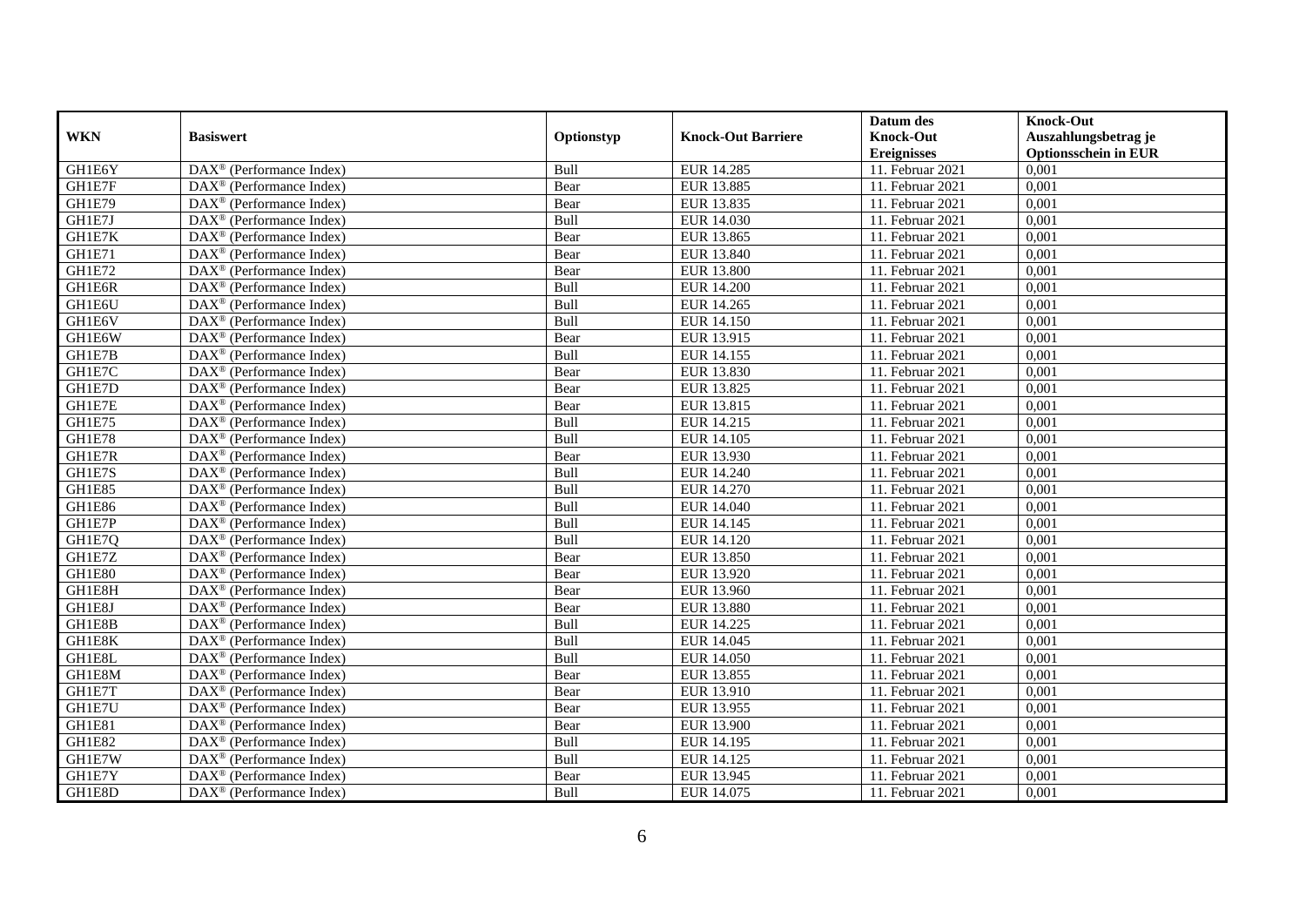| WKN | Basiswert | Optionstyp | Knock-Out Barriere | Datum des Knock-Out Ereignisses | Knock-Out Auszahlungsbetrag je Optionsschein in EUR |
|---|---|---|---|---|---|
| GH1E6Y | DAX® (Performance Index) | Bull | EUR 14.285 | 11. Februar 2021 | 0,001 |
| GH1E7F | DAX® (Performance Index) | Bear | EUR 13.885 | 11. Februar 2021 | 0,001 |
| GH1E79 | DAX® (Performance Index) | Bear | EUR 13.835 | 11. Februar 2021 | 0,001 |
| GH1E7J | DAX® (Performance Index) | Bull | EUR 14.030 | 11. Februar 2021 | 0,001 |
| GH1E7K | DAX® (Performance Index) | Bear | EUR 13.865 | 11. Februar 2021 | 0,001 |
| GH1E71 | DAX® (Performance Index) | Bear | EUR 13.840 | 11. Februar 2021 | 0,001 |
| GH1E72 | DAX® (Performance Index) | Bear | EUR 13.800 | 11. Februar 2021 | 0,001 |
| GH1E6R | DAX® (Performance Index) | Bull | EUR 14.200 | 11. Februar 2021 | 0,001 |
| GH1E6U | DAX® (Performance Index) | Bull | EUR 14.265 | 11. Februar 2021 | 0,001 |
| GH1E6V | DAX® (Performance Index) | Bull | EUR 14.150 | 11. Februar 2021 | 0,001 |
| GH1E6W | DAX® (Performance Index) | Bear | EUR 13.915 | 11. Februar 2021 | 0,001 |
| GH1E7B | DAX® (Performance Index) | Bull | EUR 14.155 | 11. Februar 2021 | 0,001 |
| GH1E7C | DAX® (Performance Index) | Bear | EUR 13.830 | 11. Februar 2021 | 0,001 |
| GH1E7D | DAX® (Performance Index) | Bear | EUR 13.825 | 11. Februar 2021 | 0,001 |
| GH1E7E | DAX® (Performance Index) | Bear | EUR 13.815 | 11. Februar 2021 | 0,001 |
| GH1E75 | DAX® (Performance Index) | Bull | EUR 14.215 | 11. Februar 2021 | 0,001 |
| GH1E78 | DAX® (Performance Index) | Bull | EUR 14.105 | 11. Februar 2021 | 0,001 |
| GH1E7R | DAX® (Performance Index) | Bear | EUR 13.930 | 11. Februar 2021 | 0,001 |
| GH1E7S | DAX® (Performance Index) | Bull | EUR 14.240 | 11. Februar 2021 | 0,001 |
| GH1E85 | DAX® (Performance Index) | Bull | EUR 14.270 | 11. Februar 2021 | 0,001 |
| GH1E86 | DAX® (Performance Index) | Bull | EUR 14.040 | 11. Februar 2021 | 0,001 |
| GH1E7P | DAX® (Performance Index) | Bull | EUR 14.145 | 11. Februar 2021 | 0,001 |
| GH1E7Q | DAX® (Performance Index) | Bull | EUR 14.120 | 11. Februar 2021 | 0,001 |
| GH1E7Z | DAX® (Performance Index) | Bear | EUR 13.850 | 11. Februar 2021 | 0,001 |
| GH1E80 | DAX® (Performance Index) | Bear | EUR 13.920 | 11. Februar 2021 | 0,001 |
| GH1E8H | DAX® (Performance Index) | Bear | EUR 13.960 | 11. Februar 2021 | 0,001 |
| GH1E8J | DAX® (Performance Index) | Bear | EUR 13.880 | 11. Februar 2021 | 0,001 |
| GH1E8B | DAX® (Performance Index) | Bull | EUR 14.225 | 11. Februar 2021 | 0,001 |
| GH1E8K | DAX® (Performance Index) | Bull | EUR 14.045 | 11. Februar 2021 | 0,001 |
| GH1E8L | DAX® (Performance Index) | Bull | EUR 14.050 | 11. Februar 2021 | 0,001 |
| GH1E8M | DAX® (Performance Index) | Bear | EUR 13.855 | 11. Februar 2021 | 0,001 |
| GH1E7T | DAX® (Performance Index) | Bear | EUR 13.910 | 11. Februar 2021 | 0,001 |
| GH1E7U | DAX® (Performance Index) | Bear | EUR 13.955 | 11. Februar 2021 | 0,001 |
| GH1E81 | DAX® (Performance Index) | Bear | EUR 13.900 | 11. Februar 2021 | 0,001 |
| GH1E82 | DAX® (Performance Index) | Bull | EUR 14.195 | 11. Februar 2021 | 0,001 |
| GH1E7W | DAX® (Performance Index) | Bull | EUR 14.125 | 11. Februar 2021 | 0,001 |
| GH1E7Y | DAX® (Performance Index) | Bear | EUR 13.945 | 11. Februar 2021 | 0,001 |
| GH1E8D | DAX® (Performance Index) | Bull | EUR 14.075 | 11. Februar 2021 | 0,001 |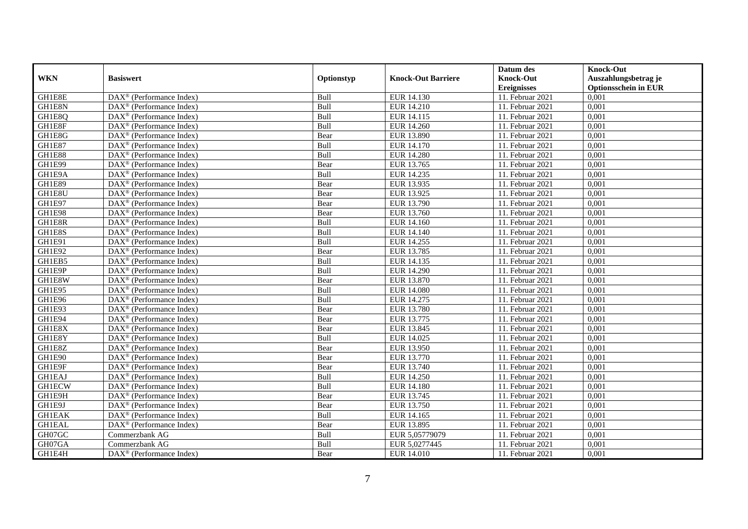| WKN | Basiswert | Optionstyp | Knock-Out Barriere | Datum des Knock-Out Ereignisses | Knock-Out Auszahlungsbetrag je Optionsschein in EUR |
|---|---|---|---|---|---|
| GH1E8E | DAX® (Performance Index) | Bull | EUR 14.130 | 11. Februar 2021 | 0,001 |
| GH1E8N | DAX® (Performance Index) | Bull | EUR 14.210 | 11. Februar 2021 | 0,001 |
| GH1E8Q | DAX® (Performance Index) | Bull | EUR 14.115 | 11. Februar 2021 | 0,001 |
| GH1E8F | DAX® (Performance Index) | Bull | EUR 14.260 | 11. Februar 2021 | 0,001 |
| GH1E8G | DAX® (Performance Index) | Bear | EUR 13.890 | 11. Februar 2021 | 0,001 |
| GH1E87 | DAX® (Performance Index) | Bull | EUR 14.170 | 11. Februar 2021 | 0,001 |
| GH1E88 | DAX® (Performance Index) | Bull | EUR 14.280 | 11. Februar 2021 | 0,001 |
| GH1E99 | DAX® (Performance Index) | Bear | EUR 13.765 | 11. Februar 2021 | 0,001 |
| GH1E9A | DAX® (Performance Index) | Bull | EUR 14.235 | 11. Februar 2021 | 0,001 |
| GH1E89 | DAX® (Performance Index) | Bear | EUR 13.935 | 11. Februar 2021 | 0,001 |
| GH1E8U | DAX® (Performance Index) | Bear | EUR 13.925 | 11. Februar 2021 | 0,001 |
| GH1E97 | DAX® (Performance Index) | Bear | EUR 13.790 | 11. Februar 2021 | 0,001 |
| GH1E98 | DAX® (Performance Index) | Bear | EUR 13.760 | 11. Februar 2021 | 0,001 |
| GH1E8R | DAX® (Performance Index) | Bull | EUR 14.160 | 11. Februar 2021 | 0,001 |
| GH1E8S | DAX® (Performance Index) | Bull | EUR 14.140 | 11. Februar 2021 | 0,001 |
| GH1E91 | DAX® (Performance Index) | Bull | EUR 14.255 | 11. Februar 2021 | 0,001 |
| GH1E92 | DAX® (Performance Index) | Bear | EUR 13.785 | 11. Februar 2021 | 0,001 |
| GH1EB5 | DAX® (Performance Index) | Bull | EUR 14.135 | 11. Februar 2021 | 0,001 |
| GH1E9P | DAX® (Performance Index) | Bull | EUR 14.290 | 11. Februar 2021 | 0,001 |
| GH1E8W | DAX® (Performance Index) | Bear | EUR 13.870 | 11. Februar 2021 | 0,001 |
| GH1E95 | DAX® (Performance Index) | Bull | EUR 14.080 | 11. Februar 2021 | 0,001 |
| GH1E96 | DAX® (Performance Index) | Bull | EUR 14.275 | 11. Februar 2021 | 0,001 |
| GH1E93 | DAX® (Performance Index) | Bear | EUR 13.780 | 11. Februar 2021 | 0,001 |
| GH1E94 | DAX® (Performance Index) | Bear | EUR 13.775 | 11. Februar 2021 | 0,001 |
| GH1E8X | DAX® (Performance Index) | Bear | EUR 13.845 | 11. Februar 2021 | 0,001 |
| GH1E8Y | DAX® (Performance Index) | Bull | EUR 14.025 | 11. Februar 2021 | 0,001 |
| GH1E8Z | DAX® (Performance Index) | Bear | EUR 13.950 | 11. Februar 2021 | 0,001 |
| GH1E90 | DAX® (Performance Index) | Bear | EUR 13.770 | 11. Februar 2021 | 0,001 |
| GH1E9F | DAX® (Performance Index) | Bear | EUR 13.740 | 11. Februar 2021 | 0,001 |
| GH1EAJ | DAX® (Performance Index) | Bull | EUR 14.250 | 11. Februar 2021 | 0,001 |
| GH1ECW | DAX® (Performance Index) | Bull | EUR 14.180 | 11. Februar 2021 | 0,001 |
| GH1E9H | DAX® (Performance Index) | Bear | EUR 13.745 | 11. Februar 2021 | 0,001 |
| GH1E9J | DAX® (Performance Index) | Bear | EUR 13.750 | 11. Februar 2021 | 0,001 |
| GH1EAK | DAX® (Performance Index) | Bull | EUR 14.165 | 11. Februar 2021 | 0,001 |
| GH1EAL | DAX® (Performance Index) | Bear | EUR 13.895 | 11. Februar 2021 | 0,001 |
| GH07GC | Commerzbank AG | Bull | EUR 5,05779079 | 11. Februar 2021 | 0,001 |
| GH07GA | Commerzbank AG | Bull | EUR 5,0277445 | 11. Februar 2021 | 0,001 |
| GH1E4H | DAX® (Performance Index) | Bear | EUR 14.010 | 11. Februar 2021 | 0,001 |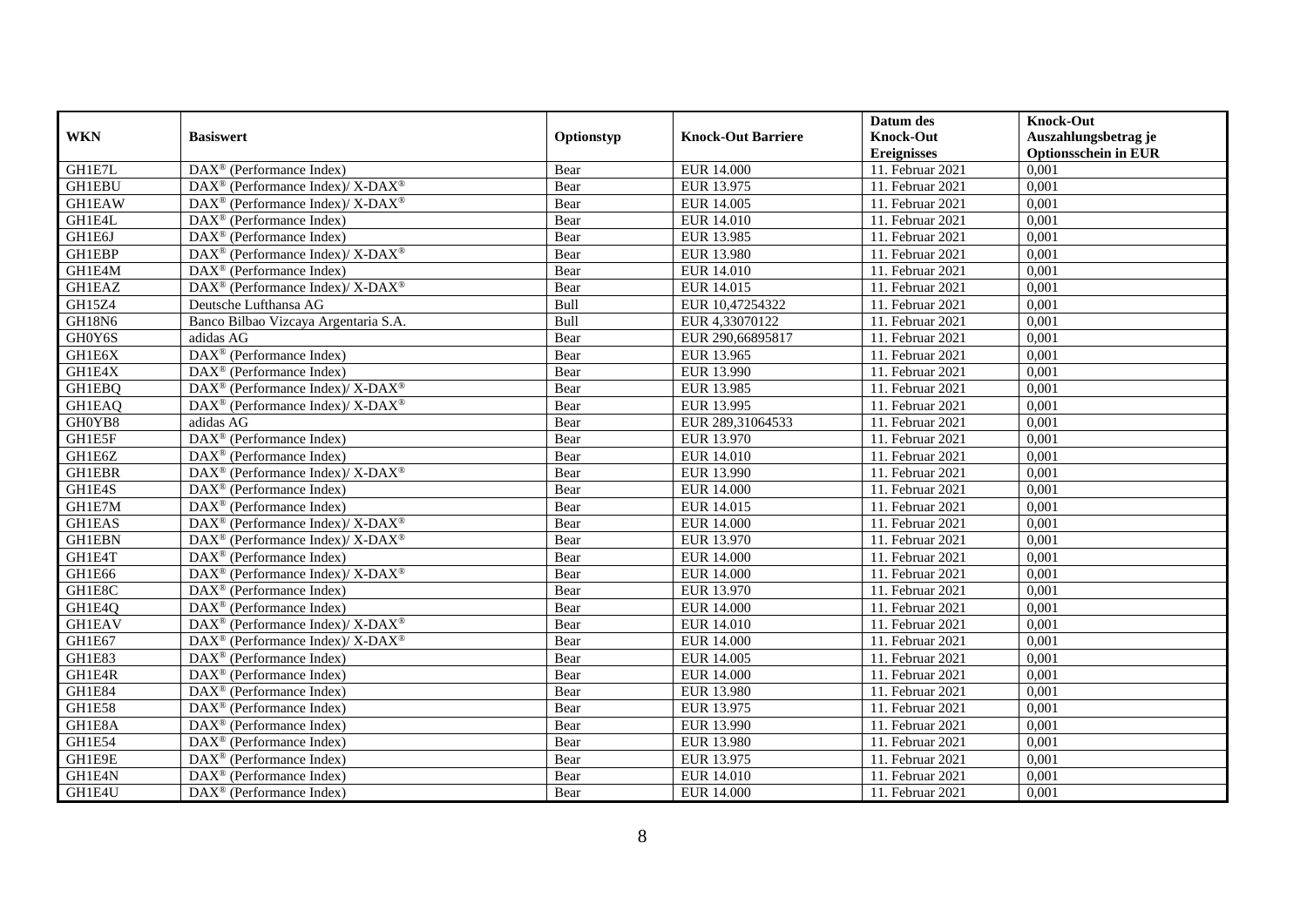| WKN | Basiswert | Optionstyp | Knock-Out Barriere | Datum des Knock-Out Ereignisses | Knock-Out Auszahlungsbetrag je Optionsschein in EUR |
|---|---|---|---|---|---|
| GH1E7L | DAX® (Performance Index) | Bear | EUR 14.000 | 11. Februar 2021 | 0,001 |
| GH1EBU | DAX® (Performance Index)/ X-DAX® | Bear | EUR 13.975 | 11. Februar 2021 | 0,001 |
| GH1EAW | DAX® (Performance Index)/ X-DAX® | Bear | EUR 14.005 | 11. Februar 2021 | 0,001 |
| GH1E4L | DAX® (Performance Index) | Bear | EUR 14.010 | 11. Februar 2021 | 0,001 |
| GH1E6J | DAX® (Performance Index) | Bear | EUR 13.985 | 11. Februar 2021 | 0,001 |
| GH1EBP | DAX® (Performance Index)/ X-DAX® | Bear | EUR 13.980 | 11. Februar 2021 | 0,001 |
| GH1E4M | DAX® (Performance Index) | Bear | EUR 14.010 | 11. Februar 2021 | 0,001 |
| GH1EAZ | DAX® (Performance Index)/ X-DAX® | Bear | EUR 14.015 | 11. Februar 2021 | 0,001 |
| GH15Z4 | Deutsche Lufthansa AG | Bull | EUR 10,47254322 | 11. Februar 2021 | 0,001 |
| GH18N6 | Banco Bilbao Vizcaya Argentaria S.A. | Bull | EUR 4,33070122 | 11. Februar 2021 | 0,001 |
| GH0Y6S | adidas AG | Bear | EUR 290,66895817 | 11. Februar 2021 | 0,001 |
| GH1E6X | DAX® (Performance Index) | Bear | EUR 13.965 | 11. Februar 2021 | 0,001 |
| GH1E4X | DAX® (Performance Index) | Bear | EUR 13.990 | 11. Februar 2021 | 0,001 |
| GH1EBQ | DAX® (Performance Index)/ X-DAX® | Bear | EUR 13.985 | 11. Februar 2021 | 0,001 |
| GH1EAQ | DAX® (Performance Index)/ X-DAX® | Bear | EUR 13.995 | 11. Februar 2021 | 0,001 |
| GH0YB8 | adidas AG | Bear | EUR 289,31064533 | 11. Februar 2021 | 0,001 |
| GH1E5F | DAX® (Performance Index) | Bear | EUR 13.970 | 11. Februar 2021 | 0,001 |
| GH1E6Z | DAX® (Performance Index) | Bear | EUR 14.010 | 11. Februar 2021 | 0,001 |
| GH1EBR | DAX® (Performance Index)/ X-DAX® | Bear | EUR 13.990 | 11. Februar 2021 | 0,001 |
| GH1E4S | DAX® (Performance Index) | Bear | EUR 14.000 | 11. Februar 2021 | 0,001 |
| GH1E7M | DAX® (Performance Index) | Bear | EUR 14.015 | 11. Februar 2021 | 0,001 |
| GH1EAS | DAX® (Performance Index)/ X-DAX® | Bear | EUR 14.000 | 11. Februar 2021 | 0,001 |
| GH1EBN | DAX® (Performance Index)/ X-DAX® | Bear | EUR 13.970 | 11. Februar 2021 | 0,001 |
| GH1E4T | DAX® (Performance Index) | Bear | EUR 14.000 | 11. Februar 2021 | 0,001 |
| GH1E66 | DAX® (Performance Index)/ X-DAX® | Bear | EUR 14.000 | 11. Februar 2021 | 0,001 |
| GH1E8C | DAX® (Performance Index) | Bear | EUR 13.970 | 11. Februar 2021 | 0,001 |
| GH1E4Q | DAX® (Performance Index) | Bear | EUR 14.000 | 11. Februar 2021 | 0,001 |
| GH1EAV | DAX® (Performance Index)/ X-DAX® | Bear | EUR 14.010 | 11. Februar 2021 | 0,001 |
| GH1E67 | DAX® (Performance Index)/ X-DAX® | Bear | EUR 14.000 | 11. Februar 2021 | 0,001 |
| GH1E83 | DAX® (Performance Index) | Bear | EUR 14.005 | 11. Februar 2021 | 0,001 |
| GH1E4R | DAX® (Performance Index) | Bear | EUR 14.000 | 11. Februar 2021 | 0,001 |
| GH1E84 | DAX® (Performance Index) | Bear | EUR 13.980 | 11. Februar 2021 | 0,001 |
| GH1E58 | DAX® (Performance Index) | Bear | EUR 13.975 | 11. Februar 2021 | 0,001 |
| GH1E8A | DAX® (Performance Index) | Bear | EUR 13.990 | 11. Februar 2021 | 0,001 |
| GH1E54 | DAX® (Performance Index) | Bear | EUR 13.980 | 11. Februar 2021 | 0,001 |
| GH1E9E | DAX® (Performance Index) | Bear | EUR 13.975 | 11. Februar 2021 | 0,001 |
| GH1E4N | DAX® (Performance Index) | Bear | EUR 14.010 | 11. Februar 2021 | 0,001 |
| GH1E4U | DAX® (Performance Index) | Bear | EUR 14.000 | 11. Februar 2021 | 0,001 |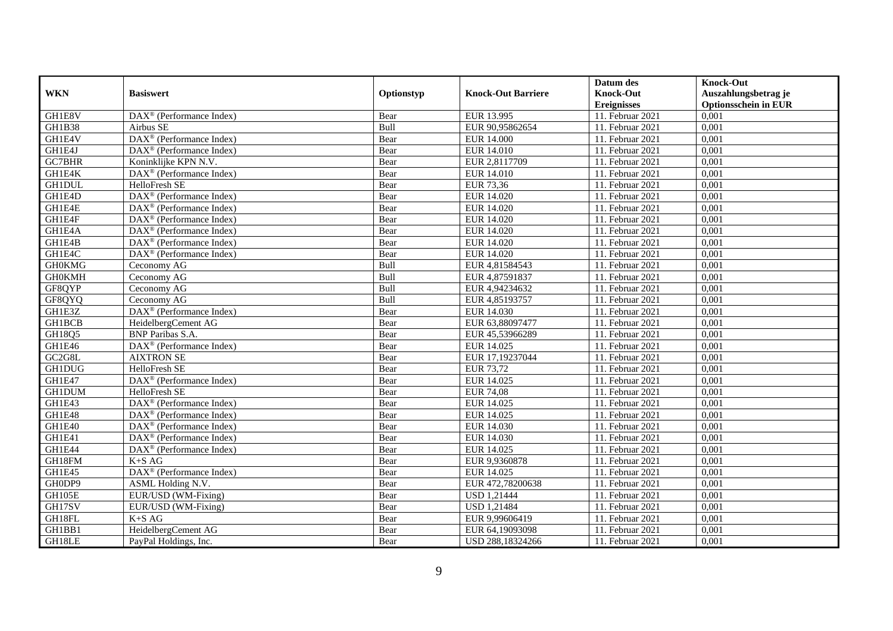| WKN | Basiswert | Optionstyp | Knock-Out Barriere | Datum des Knock-Out Ereignisses | Knock-Out Auszahlungsbetrag je Optionsschein in EUR |
|---|---|---|---|---|---|
| GH1E8V | DAX® (Performance Index) | Bear | EUR 13.995 | 11. Februar 2021 | 0,001 |
| GH1B38 | Airbus SE | Bull | EUR 90,95862654 | 11. Februar 2021 | 0,001 |
| GH1E4V | DAX® (Performance Index) | Bear | EUR 14.000 | 11. Februar 2021 | 0,001 |
| GH1E4J | DAX® (Performance Index) | Bear | EUR 14.010 | 11. Februar 2021 | 0,001 |
| GC7BHR | Koninklijke KPN N.V. | Bear | EUR 2,8117709 | 11. Februar 2021 | 0,001 |
| GH1E4K | DAX® (Performance Index) | Bear | EUR 14.010 | 11. Februar 2021 | 0,001 |
| GH1DUL | HelloFresh SE | Bear | EUR 73,36 | 11. Februar 2021 | 0,001 |
| GH1E4D | DAX® (Performance Index) | Bear | EUR 14.020 | 11. Februar 2021 | 0,001 |
| GH1E4E | DAX® (Performance Index) | Bear | EUR 14.020 | 11. Februar 2021 | 0,001 |
| GH1E4F | DAX® (Performance Index) | Bear | EUR 14.020 | 11. Februar 2021 | 0,001 |
| GH1E4A | DAX® (Performance Index) | Bear | EUR 14.020 | 11. Februar 2021 | 0,001 |
| GH1E4B | DAX® (Performance Index) | Bear | EUR 14.020 | 11. Februar 2021 | 0,001 |
| GH1E4C | DAX® (Performance Index) | Bear | EUR 14.020 | 11. Februar 2021 | 0,001 |
| GH0KMG | Ceconomy AG | Bull | EUR 4,81584543 | 11. Februar 2021 | 0,001 |
| GH0KMH | Ceconomy AG | Bull | EUR 4,87591837 | 11. Februar 2021 | 0,001 |
| GF8QYP | Ceconomy AG | Bull | EUR 4,94234632 | 11. Februar 2021 | 0,001 |
| GF8QYQ | Ceconomy AG | Bull | EUR 4,85193757 | 11. Februar 2021 | 0,001 |
| GH1E3Z | DAX® (Performance Index) | Bear | EUR 14.030 | 11. Februar 2021 | 0,001 |
| GH1BCB | HeidelbergCement AG | Bear | EUR 63,88097477 | 11. Februar 2021 | 0,001 |
| GH18Q5 | BNP Paribas S.A. | Bear | EUR 45,53966289 | 11. Februar 2021 | 0,001 |
| GH1E46 | DAX® (Performance Index) | Bear | EUR 14.025 | 11. Februar 2021 | 0,001 |
| GC2G8L | AIXTRON SE | Bear | EUR 17,19237044 | 11. Februar 2021 | 0,001 |
| GH1DUG | HelloFresh SE | Bear | EUR 73,72 | 11. Februar 2021 | 0,001 |
| GH1E47 | DAX® (Performance Index) | Bear | EUR 14.025 | 11. Februar 2021 | 0,001 |
| GH1DUM | HelloFresh SE | Bear | EUR 74,08 | 11. Februar 2021 | 0,001 |
| GH1E43 | DAX® (Performance Index) | Bear | EUR 14.025 | 11. Februar 2021 | 0,001 |
| GH1E48 | DAX® (Performance Index) | Bear | EUR 14.025 | 11. Februar 2021 | 0,001 |
| GH1E40 | DAX® (Performance Index) | Bear | EUR 14.030 | 11. Februar 2021 | 0,001 |
| GH1E41 | DAX® (Performance Index) | Bear | EUR 14.030 | 11. Februar 2021 | 0,001 |
| GH1E44 | DAX® (Performance Index) | Bear | EUR 14.025 | 11. Februar 2021 | 0,001 |
| GH18FM | K+S AG | Bear | EUR 9,9360878 | 11. Februar 2021 | 0,001 |
| GH1E45 | DAX® (Performance Index) | Bear | EUR 14.025 | 11. Februar 2021 | 0,001 |
| GH0DP9 | ASML Holding N.V. | Bear | EUR 472,78200638 | 11. Februar 2021 | 0,001 |
| GH105E | EUR/USD (WM-Fixing) | Bear | USD 1,21444 | 11. Februar 2021 | 0,001 |
| GH17SV | EUR/USD (WM-Fixing) | Bear | USD 1,21484 | 11. Februar 2021 | 0,001 |
| GH18FL | K+S AG | Bear | EUR 9,99606419 | 11. Februar 2021 | 0,001 |
| GH1BB1 | HeidelbergCement AG | Bear | EUR 64,19093098 | 11. Februar 2021 | 0,001 |
| GH18LE | PayPal Holdings, Inc. | Bear | USD 288,18324266 | 11. Februar 2021 | 0,001 |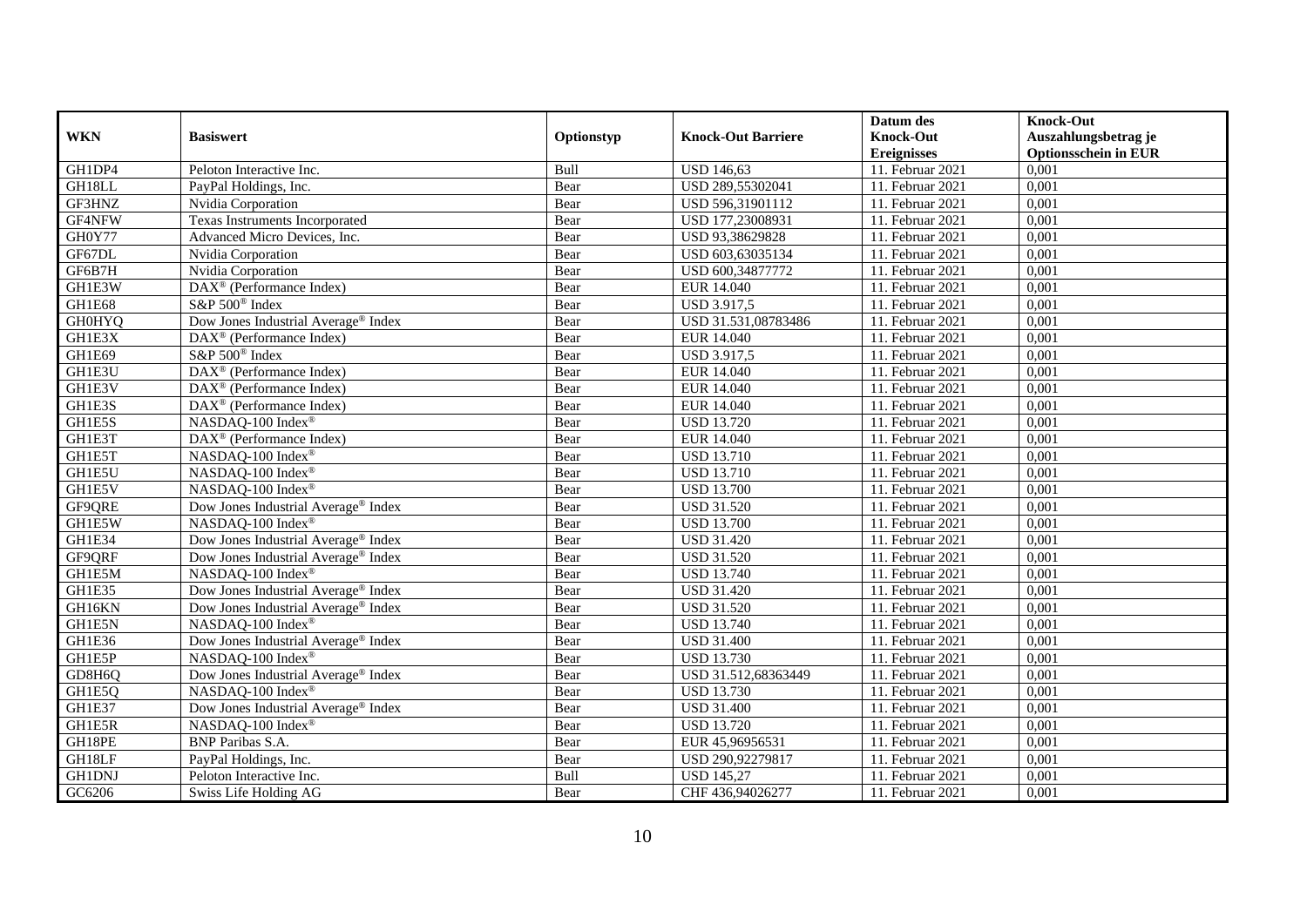| WKN | Basiswert | Optionstyp | Knock-Out Barriere | Datum des Knock-Out Ereignisses | Knock-Out Auszahlungsbetrag je Optionsschein in EUR |
|---|---|---|---|---|---|
| GH1DP4 | Peloton Interactive Inc. | Bull | USD 146,63 | 11. Februar 2021 | 0,001 |
| GH18LL | PayPal Holdings, Inc. | Bear | USD 289,55302041 | 11. Februar 2021 | 0,001 |
| GF3HNZ | Nvidia Corporation | Bear | USD 596,31901112 | 11. Februar 2021 | 0,001 |
| GF4NFW | Texas Instruments Incorporated | Bear | USD 177,23008931 | 11. Februar 2021 | 0,001 |
| GH0Y77 | Advanced Micro Devices, Inc. | Bear | USD 93,38629828 | 11. Februar 2021 | 0,001 |
| GF67DL | Nvidia Corporation | Bear | USD 603,63035134 | 11. Februar 2021 | 0,001 |
| GF6B7H | Nvidia Corporation | Bear | USD 600,34877772 | 11. Februar 2021 | 0,001 |
| GH1E3W | DAX® (Performance Index) | Bear | EUR 14.040 | 11. Februar 2021 | 0,001 |
| GH1E68 | S&P 500® Index | Bear | USD 3.917,5 | 11. Februar 2021 | 0,001 |
| GH0HYQ | Dow Jones Industrial Average® Index | Bear | USD 31.531,08783486 | 11. Februar 2021 | 0,001 |
| GH1E3X | DAX® (Performance Index) | Bear | EUR 14.040 | 11. Februar 2021 | 0,001 |
| GH1E69 | S&P 500® Index | Bear | USD 3.917,5 | 11. Februar 2021 | 0,001 |
| GH1E3U | DAX® (Performance Index) | Bear | EUR 14.040 | 11. Februar 2021 | 0,001 |
| GH1E3V | DAX® (Performance Index) | Bear | EUR 14.040 | 11. Februar 2021 | 0,001 |
| GH1E3S | DAX® (Performance Index) | Bear | EUR 14.040 | 11. Februar 2021 | 0,001 |
| GH1E5S | NASDAQ-100 Index® | Bear | USD 13.720 | 11. Februar 2021 | 0,001 |
| GH1E3T | DAX® (Performance Index) | Bear | EUR 14.040 | 11. Februar 2021 | 0,001 |
| GH1E5T | NASDAQ-100 Index® | Bear | USD 13.710 | 11. Februar 2021 | 0,001 |
| GH1E5U | NASDAQ-100 Index® | Bear | USD 13.710 | 11. Februar 2021 | 0,001 |
| GH1E5V | NASDAQ-100 Index® | Bear | USD 13.700 | 11. Februar 2021 | 0,001 |
| GF9QRE | Dow Jones Industrial Average® Index | Bear | USD 31.520 | 11. Februar 2021 | 0,001 |
| GH1E5W | NASDAQ-100 Index® | Bear | USD 13.700 | 11. Februar 2021 | 0,001 |
| GH1E34 | Dow Jones Industrial Average® Index | Bear | USD 31.420 | 11. Februar 2021 | 0,001 |
| GF9QRF | Dow Jones Industrial Average® Index | Bear | USD 31.520 | 11. Februar 2021 | 0,001 |
| GH1E5M | NASDAQ-100 Index® | Bear | USD 13.740 | 11. Februar 2021 | 0,001 |
| GH1E35 | Dow Jones Industrial Average® Index | Bear | USD 31.420 | 11. Februar 2021 | 0,001 |
| GH16KN | Dow Jones Industrial Average® Index | Bear | USD 31.520 | 11. Februar 2021 | 0,001 |
| GH1E5N | NASDAQ-100 Index® | Bear | USD 13.740 | 11. Februar 2021 | 0,001 |
| GH1E36 | Dow Jones Industrial Average® Index | Bear | USD 31.400 | 11. Februar 2021 | 0,001 |
| GH1E5P | NASDAQ-100 Index® | Bear | USD 13.730 | 11. Februar 2021 | 0,001 |
| GD8H6Q | Dow Jones Industrial Average® Index | Bear | USD 31.512,68363449 | 11. Februar 2021 | 0,001 |
| GH1E5Q | NASDAQ-100 Index® | Bear | USD 13.730 | 11. Februar 2021 | 0,001 |
| GH1E37 | Dow Jones Industrial Average® Index | Bear | USD 31.400 | 11. Februar 2021 | 0,001 |
| GH1E5R | NASDAQ-100 Index® | Bear | USD 13.720 | 11. Februar 2021 | 0,001 |
| GH18PE | BNP Paribas S.A. | Bear | EUR 45,96956531 | 11. Februar 2021 | 0,001 |
| GH18LF | PayPal Holdings, Inc. | Bear | USD 290,92279817 | 11. Februar 2021 | 0,001 |
| GH1DNJ | Peloton Interactive Inc. | Bull | USD 145,27 | 11. Februar 2021 | 0,001 |
| GC6206 | Swiss Life Holding AG | Bear | CHF 436,94026277 | 11. Februar 2021 | 0,001 |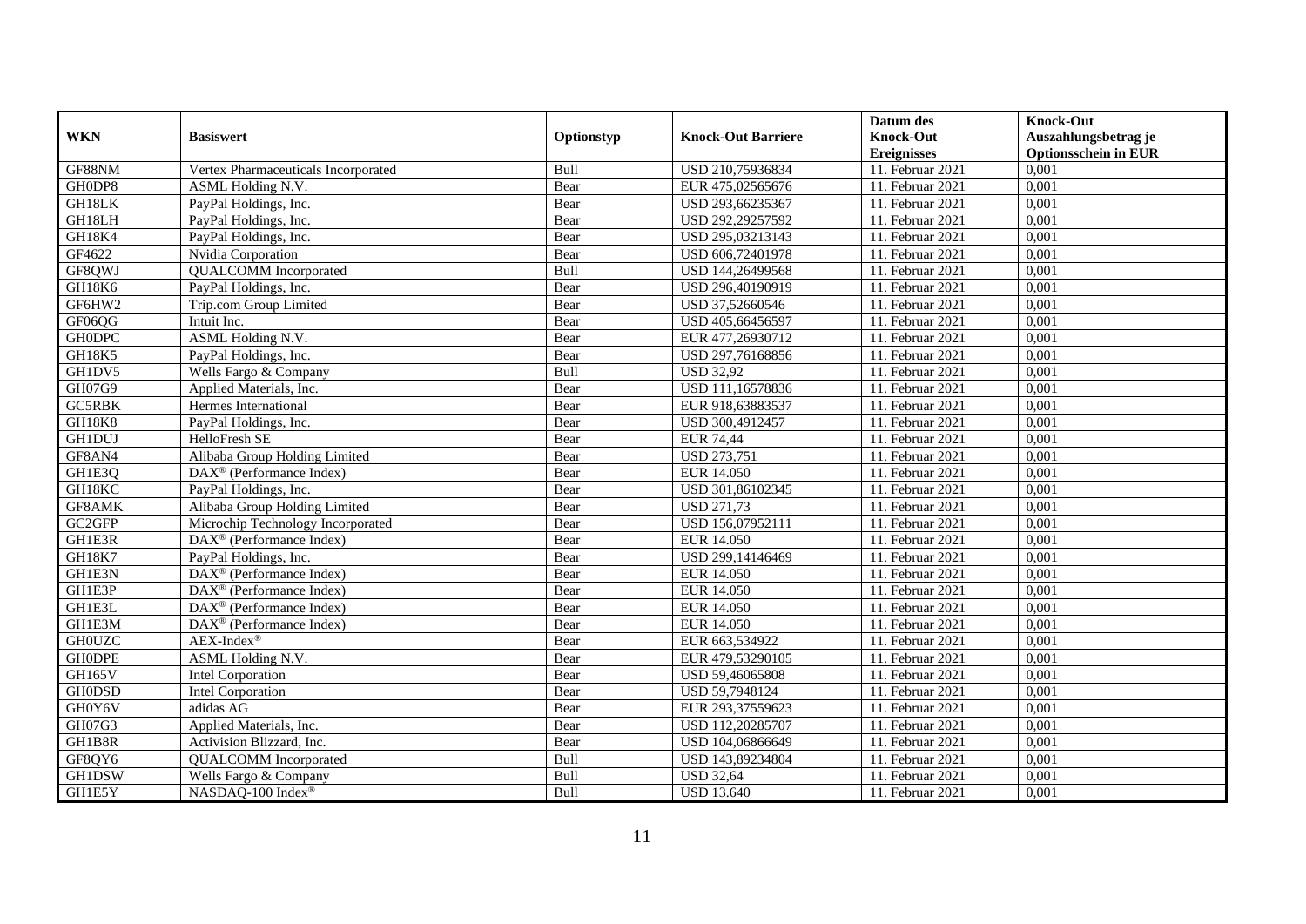| WKN | Basiswert | Optionstyp | Knock-Out Barriere | Datum des Knock-Out Ereignisses | Knock-Out Auszahlungsbetrag je Optionsschein in EUR |
|---|---|---|---|---|---|
| GF88NM | Vertex Pharmaceuticals Incorporated | Bull | USD 210,75936834 | 11. Februar 2021 | 0,001 |
| GH0DP8 | ASML Holding N.V. | Bear | EUR 475,02565676 | 11. Februar 2021 | 0,001 |
| GH18LK | PayPal Holdings, Inc. | Bear | USD 293,66235367 | 11. Februar 2021 | 0,001 |
| GH18LH | PayPal Holdings, Inc. | Bear | USD 292,29257592 | 11. Februar 2021 | 0,001 |
| GH18K4 | PayPal Holdings, Inc. | Bear | USD 295,03213143 | 11. Februar 2021 | 0,001 |
| GF4622 | Nvidia Corporation | Bear | USD 606,72401978 | 11. Februar 2021 | 0,001 |
| GF8QWJ | QUALCOMM Incorporated | Bull | USD 144,26499568 | 11. Februar 2021 | 0,001 |
| GH18K6 | PayPal Holdings, Inc. | Bear | USD 296,40190919 | 11. Februar 2021 | 0,001 |
| GF6HW2 | Trip.com Group Limited | Bear | USD 37,52660546 | 11. Februar 2021 | 0,001 |
| GF06QG | Intuit Inc. | Bear | USD 405,66456597 | 11. Februar 2021 | 0,001 |
| GH0DPC | ASML Holding N.V. | Bear | EUR 477,26930712 | 11. Februar 2021 | 0,001 |
| GH18K5 | PayPal Holdings, Inc. | Bear | USD 297,76168856 | 11. Februar 2021 | 0,001 |
| GH1DV5 | Wells Fargo & Company | Bull | USD 32,92 | 11. Februar 2021 | 0,001 |
| GH07G9 | Applied Materials, Inc. | Bear | USD 111,16578836 | 11. Februar 2021 | 0,001 |
| GC5RBK | Hermes International | Bear | EUR 918,63883537 | 11. Februar 2021 | 0,001 |
| GH18K8 | PayPal Holdings, Inc. | Bear | USD 300,4912457 | 11. Februar 2021 | 0,001 |
| GH1DUJ | HelloFresh SE | Bear | EUR 74,44 | 11. Februar 2021 | 0,001 |
| GF8AN4 | Alibaba Group Holding Limited | Bear | USD 273,751 | 11. Februar 2021 | 0,001 |
| GH1E3Q | DAX® (Performance Index) | Bear | EUR 14.050 | 11. Februar 2021 | 0,001 |
| GH18KC | PayPal Holdings, Inc. | Bear | USD 301,86102345 | 11. Februar 2021 | 0,001 |
| GF8AMK | Alibaba Group Holding Limited | Bear | USD 271,73 | 11. Februar 2021 | 0,001 |
| GC2GFP | Microchip Technology Incorporated | Bear | USD 156,07952111 | 11. Februar 2021 | 0,001 |
| GH1E3R | DAX® (Performance Index) | Bear | EUR 14.050 | 11. Februar 2021 | 0,001 |
| GH18K7 | PayPal Holdings, Inc. | Bear | USD 299,14146469 | 11. Februar 2021 | 0,001 |
| GH1E3N | DAX® (Performance Index) | Bear | EUR 14.050 | 11. Februar 2021 | 0,001 |
| GH1E3P | DAX® (Performance Index) | Bear | EUR 14.050 | 11. Februar 2021 | 0,001 |
| GH1E3L | DAX® (Performance Index) | Bear | EUR 14.050 | 11. Februar 2021 | 0,001 |
| GH1E3M | DAX® (Performance Index) | Bear | EUR 14.050 | 11. Februar 2021 | 0,001 |
| GH0UZC | AEX-Index® | Bear | EUR 663,534922 | 11. Februar 2021 | 0,001 |
| GH0DPE | ASML Holding N.V. | Bear | EUR 479,53290105 | 11. Februar 2021 | 0,001 |
| GH165V | Intel Corporation | Bear | USD 59,46065808 | 11. Februar 2021 | 0,001 |
| GH0DSD | Intel Corporation | Bear | USD 59,7948124 | 11. Februar 2021 | 0,001 |
| GH0Y6V | adidas AG | Bear | EUR 293,37559623 | 11. Februar 2021 | 0,001 |
| GH07G3 | Applied Materials, Inc. | Bear | USD 112,20285707 | 11. Februar 2021 | 0,001 |
| GH1B8R | Activision Blizzard, Inc. | Bear | USD 104,06866649 | 11. Februar 2021 | 0,001 |
| GF8QY6 | QUALCOMM Incorporated | Bull | USD 143,89234804 | 11. Februar 2021 | 0,001 |
| GH1DSW | Wells Fargo & Company | Bull | USD 32,64 | 11. Februar 2021 | 0,001 |
| GH1E5Y | NASDAQ-100 Index® | Bull | USD 13.640 | 11. Februar 2021 | 0,001 |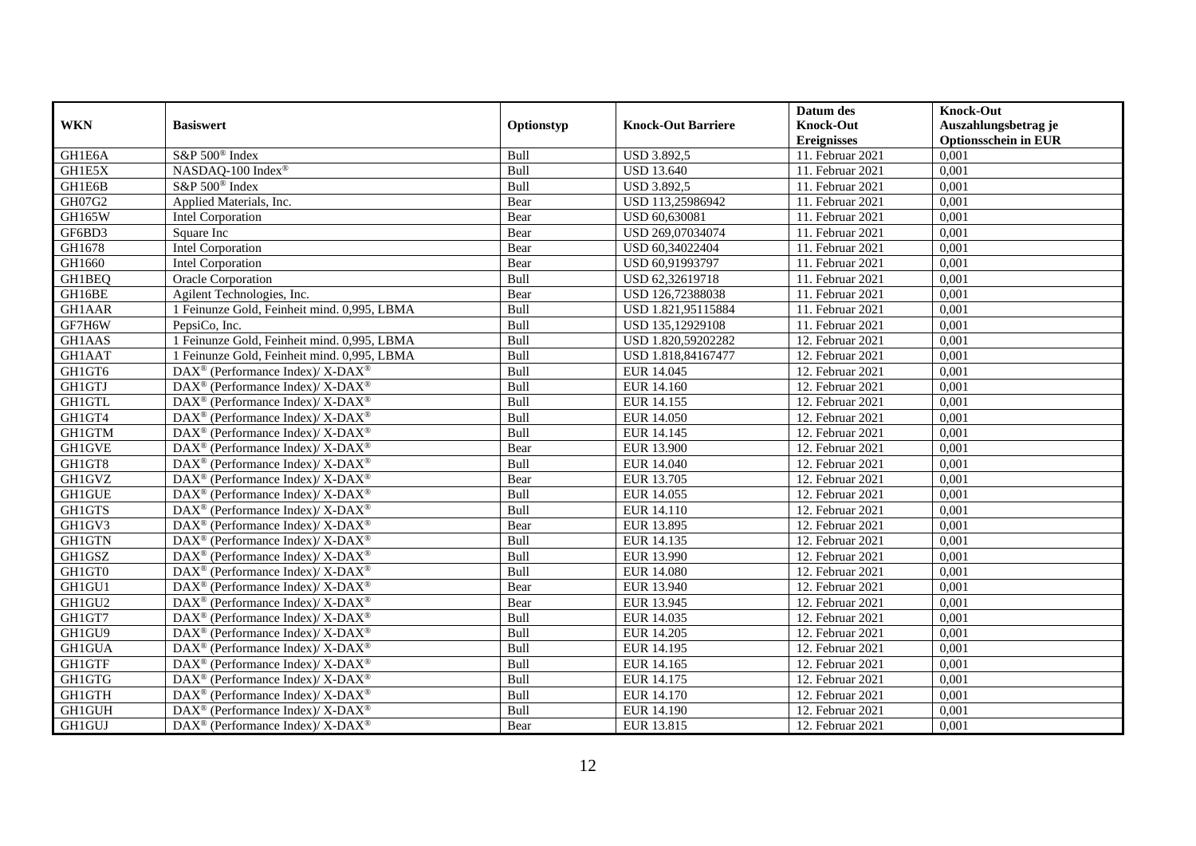| WKN | Basiswert | Optionstyp | Knock-Out Barriere | Datum des Knock-Out Ereignisses | Knock-Out Auszahlungsbetrag je Optionsschein in EUR |
|---|---|---|---|---|---|
| GH1E6A | S&P 500® Index | Bull | USD 3.892,5 | 11. Februar 2021 | 0,001 |
| GH1E5X | NASDAQ-100 Index® | Bull | USD 13.640 | 11. Februar 2021 | 0,001 |
| GH1E6B | S&P 500® Index | Bull | USD 3.892,5 | 11. Februar 2021 | 0,001 |
| GH07G2 | Applied Materials, Inc. | Bear | USD 113,25986942 | 11. Februar 2021 | 0,001 |
| GH165W | Intel Corporation | Bear | USD 60,630081 | 11. Februar 2021 | 0,001 |
| GF6BD3 | Square Inc | Bear | USD 269,07034074 | 11. Februar 2021 | 0,001 |
| GH1678 | Intel Corporation | Bear | USD 60,34022404 | 11. Februar 2021 | 0,001 |
| GH1660 | Intel Corporation | Bear | USD 60,91993797 | 11. Februar 2021 | 0,001 |
| GH1BEQ | Oracle Corporation | Bull | USD 62,32619718 | 11. Februar 2021 | 0,001 |
| GH16BE | Agilent Technologies, Inc. | Bear | USD 126,72388038 | 11. Februar 2021 | 0,001 |
| GH1AAR | 1 Feinunze Gold, Feinheit mind. 0,995, LBMA | Bull | USD 1.821,95115884 | 11. Februar 2021 | 0,001 |
| GF7H6W | PepsiCo, Inc. | Bull | USD 135,12929108 | 11. Februar 2021 | 0,001 |
| GH1AAS | 1 Feinunze Gold, Feinheit mind. 0,995, LBMA | Bull | USD 1.820,59202282 | 12. Februar 2021 | 0,001 |
| GH1AAT | 1 Feinunze Gold, Feinheit mind. 0,995, LBMA | Bull | USD 1.818,84167477 | 12. Februar 2021 | 0,001 |
| GH1GT6 | DAX® (Performance Index)/ X-DAX® | Bull | EUR 14.045 | 12. Februar 2021 | 0,001 |
| GH1GTJ | DAX® (Performance Index)/ X-DAX® | Bull | EUR 14.160 | 12. Februar 2021 | 0,001 |
| GH1GTL | DAX® (Performance Index)/ X-DAX® | Bull | EUR 14.155 | 12. Februar 2021 | 0,001 |
| GH1GT4 | DAX® (Performance Index)/ X-DAX® | Bull | EUR 14.050 | 12. Februar 2021 | 0,001 |
| GH1GTM | DAX® (Performance Index)/ X-DAX® | Bull | EUR 14.145 | 12. Februar 2021 | 0,001 |
| GH1GVE | DAX® (Performance Index)/ X-DAX® | Bear | EUR 13.900 | 12. Februar 2021 | 0,001 |
| GH1GT8 | DAX® (Performance Index)/ X-DAX® | Bull | EUR 14.040 | 12. Februar 2021 | 0,001 |
| GH1GVZ | DAX® (Performance Index)/ X-DAX® | Bear | EUR 13.705 | 12. Februar 2021 | 0,001 |
| GH1GUE | DAX® (Performance Index)/ X-DAX® | Bull | EUR 14.055 | 12. Februar 2021 | 0,001 |
| GH1GTS | DAX® (Performance Index)/ X-DAX® | Bull | EUR 14.110 | 12. Februar 2021 | 0,001 |
| GH1GV3 | DAX® (Performance Index)/ X-DAX® | Bear | EUR 13.895 | 12. Februar 2021 | 0,001 |
| GH1GTN | DAX® (Performance Index)/ X-DAX® | Bull | EUR 14.135 | 12. Februar 2021 | 0,001 |
| GH1GSZ | DAX® (Performance Index)/ X-DAX® | Bull | EUR 13.990 | 12. Februar 2021 | 0,001 |
| GH1GT0 | DAX® (Performance Index)/ X-DAX® | Bull | EUR 14.080 | 12. Februar 2021 | 0,001 |
| GH1GU1 | DAX® (Performance Index)/ X-DAX® | Bear | EUR 13.940 | 12. Februar 2021 | 0,001 |
| GH1GU2 | DAX® (Performance Index)/ X-DAX® | Bear | EUR 13.945 | 12. Februar 2021 | 0,001 |
| GH1GT7 | DAX® (Performance Index)/ X-DAX® | Bull | EUR 14.035 | 12. Februar 2021 | 0,001 |
| GH1GU9 | DAX® (Performance Index)/ X-DAX® | Bull | EUR 14.205 | 12. Februar 2021 | 0,001 |
| GH1GUA | DAX® (Performance Index)/ X-DAX® | Bull | EUR 14.195 | 12. Februar 2021 | 0,001 |
| GH1GTF | DAX® (Performance Index)/ X-DAX® | Bull | EUR 14.165 | 12. Februar 2021 | 0,001 |
| GH1GTG | DAX® (Performance Index)/ X-DAX® | Bull | EUR 14.175 | 12. Februar 2021 | 0,001 |
| GH1GTH | DAX® (Performance Index)/ X-DAX® | Bull | EUR 14.170 | 12. Februar 2021 | 0,001 |
| GH1GUH | DAX® (Performance Index)/ X-DAX® | Bull | EUR 14.190 | 12. Februar 2021 | 0,001 |
| GH1GUJ | DAX® (Performance Index)/ X-DAX® | Bear | EUR 13.815 | 12. Februar 2021 | 0,001 |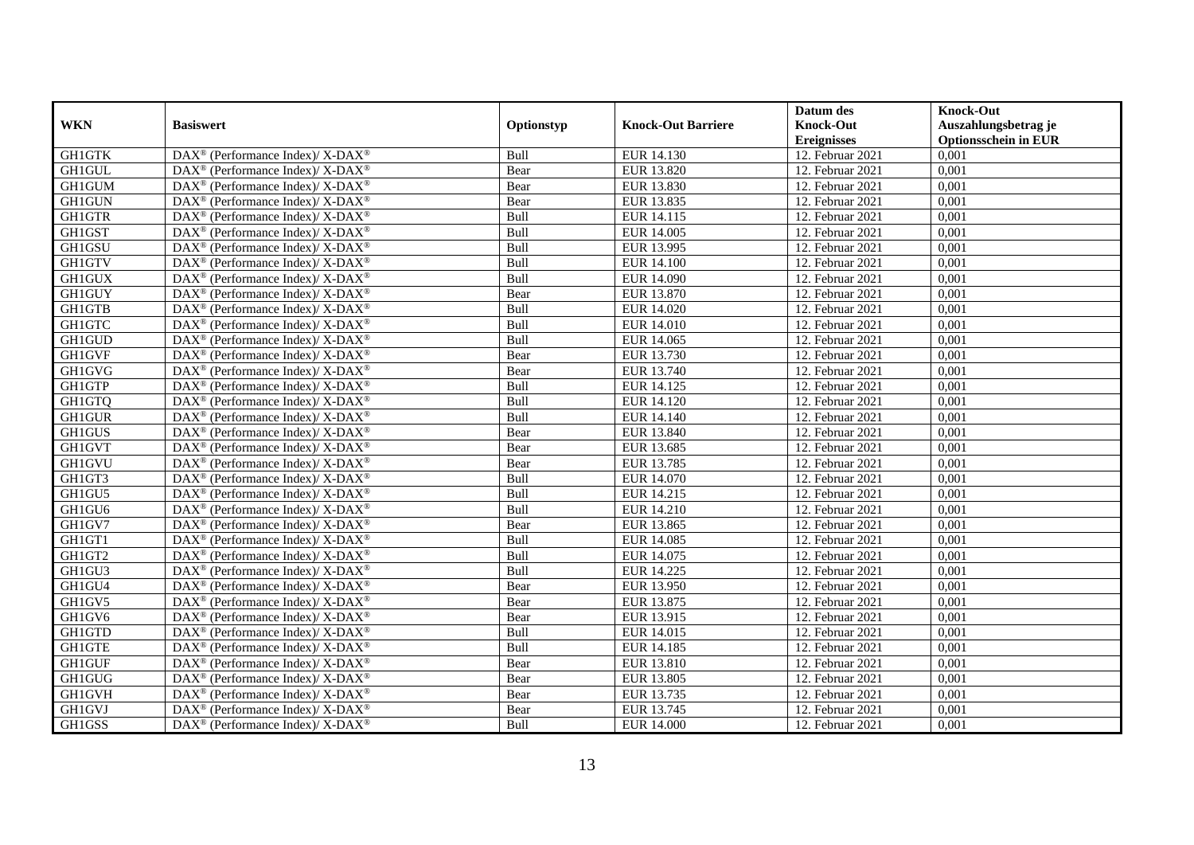| WKN | Basiswert | Optionstyp | Knock-Out Barriere | Datum des Knock-Out Ereignisses | Knock-Out Auszahlungsbetrag je Optionsschein in EUR |
|---|---|---|---|---|---|
| GH1GTK | DAX® (Performance Index)/ X-DAX® | Bull | EUR 14.130 | 12. Februar 2021 | 0,001 |
| GH1GUL | DAX® (Performance Index)/ X-DAX® | Bear | EUR 13.820 | 12. Februar 2021 | 0,001 |
| GH1GUM | DAX® (Performance Index)/ X-DAX® | Bear | EUR 13.830 | 12. Februar 2021 | 0,001 |
| GH1GUN | DAX® (Performance Index)/ X-DAX® | Bear | EUR 13.835 | 12. Februar 2021 | 0,001 |
| GH1GTR | DAX® (Performance Index)/ X-DAX® | Bull | EUR 14.115 | 12. Februar 2021 | 0,001 |
| GH1GST | DAX® (Performance Index)/ X-DAX® | Bull | EUR 14.005 | 12. Februar 2021 | 0,001 |
| GH1GSU | DAX® (Performance Index)/ X-DAX® | Bull | EUR 13.995 | 12. Februar 2021 | 0,001 |
| GH1GTV | DAX® (Performance Index)/ X-DAX® | Bull | EUR 14.100 | 12. Februar 2021 | 0,001 |
| GH1GUX | DAX® (Performance Index)/ X-DAX® | Bull | EUR 14.090 | 12. Februar 2021 | 0,001 |
| GH1GUY | DAX® (Performance Index)/ X-DAX® | Bear | EUR 13.870 | 12. Februar 2021 | 0,001 |
| GH1GTB | DAX® (Performance Index)/ X-DAX® | Bull | EUR 14.020 | 12. Februar 2021 | 0,001 |
| GH1GTC | DAX® (Performance Index)/ X-DAX® | Bull | EUR 14.010 | 12. Februar 2021 | 0,001 |
| GH1GUD | DAX® (Performance Index)/ X-DAX® | Bull | EUR 14.065 | 12. Februar 2021 | 0,001 |
| GH1GVF | DAX® (Performance Index)/ X-DAX® | Bear | EUR 13.730 | 12. Februar 2021 | 0,001 |
| GH1GVG | DAX® (Performance Index)/ X-DAX® | Bear | EUR 13.740 | 12. Februar 2021 | 0,001 |
| GH1GTP | DAX® (Performance Index)/ X-DAX® | Bull | EUR 14.125 | 12. Februar 2021 | 0,001 |
| GH1GTQ | DAX® (Performance Index)/ X-DAX® | Bull | EUR 14.120 | 12. Februar 2021 | 0,001 |
| GH1GUR | DAX® (Performance Index)/ X-DAX® | Bull | EUR 14.140 | 12. Februar 2021 | 0,001 |
| GH1GUS | DAX® (Performance Index)/ X-DAX® | Bear | EUR 13.840 | 12. Februar 2021 | 0,001 |
| GH1GVT | DAX® (Performance Index)/ X-DAX® | Bear | EUR 13.685 | 12. Februar 2021 | 0,001 |
| GH1GVU | DAX® (Performance Index)/ X-DAX® | Bear | EUR 13.785 | 12. Februar 2021 | 0,001 |
| GH1GT3 | DAX® (Performance Index)/ X-DAX® | Bull | EUR 14.070 | 12. Februar 2021 | 0,001 |
| GH1GU5 | DAX® (Performance Index)/ X-DAX® | Bull | EUR 14.215 | 12. Februar 2021 | 0,001 |
| GH1GU6 | DAX® (Performance Index)/ X-DAX® | Bull | EUR 14.210 | 12. Februar 2021 | 0,001 |
| GH1GV7 | DAX® (Performance Index)/ X-DAX® | Bear | EUR 13.865 | 12. Februar 2021 | 0,001 |
| GH1GT1 | DAX® (Performance Index)/ X-DAX® | Bull | EUR 14.085 | 12. Februar 2021 | 0,001 |
| GH1GT2 | DAX® (Performance Index)/ X-DAX® | Bull | EUR 14.075 | 12. Februar 2021 | 0,001 |
| GH1GU3 | DAX® (Performance Index)/ X-DAX® | Bull | EUR 14.225 | 12. Februar 2021 | 0,001 |
| GH1GU4 | DAX® (Performance Index)/ X-DAX® | Bear | EUR 13.950 | 12. Februar 2021 | 0,001 |
| GH1GV5 | DAX® (Performance Index)/ X-DAX® | Bear | EUR 13.875 | 12. Februar 2021 | 0,001 |
| GH1GV6 | DAX® (Performance Index)/ X-DAX® | Bear | EUR 13.915 | 12. Februar 2021 | 0,001 |
| GH1GTD | DAX® (Performance Index)/ X-DAX® | Bull | EUR 14.015 | 12. Februar 2021 | 0,001 |
| GH1GTE | DAX® (Performance Index)/ X-DAX® | Bull | EUR 14.185 | 12. Februar 2021 | 0,001 |
| GH1GUF | DAX® (Performance Index)/ X-DAX® | Bear | EUR 13.810 | 12. Februar 2021 | 0,001 |
| GH1GUG | DAX® (Performance Index)/ X-DAX® | Bear | EUR 13.805 | 12. Februar 2021 | 0,001 |
| GH1GVH | DAX® (Performance Index)/ X-DAX® | Bear | EUR 13.735 | 12. Februar 2021 | 0,001 |
| GH1GVJ | DAX® (Performance Index)/ X-DAX® | Bear | EUR 13.745 | 12. Februar 2021 | 0,001 |
| GH1GSS | DAX® (Performance Index)/ X-DAX® | Bull | EUR 14.000 | 12. Februar 2021 | 0,001 |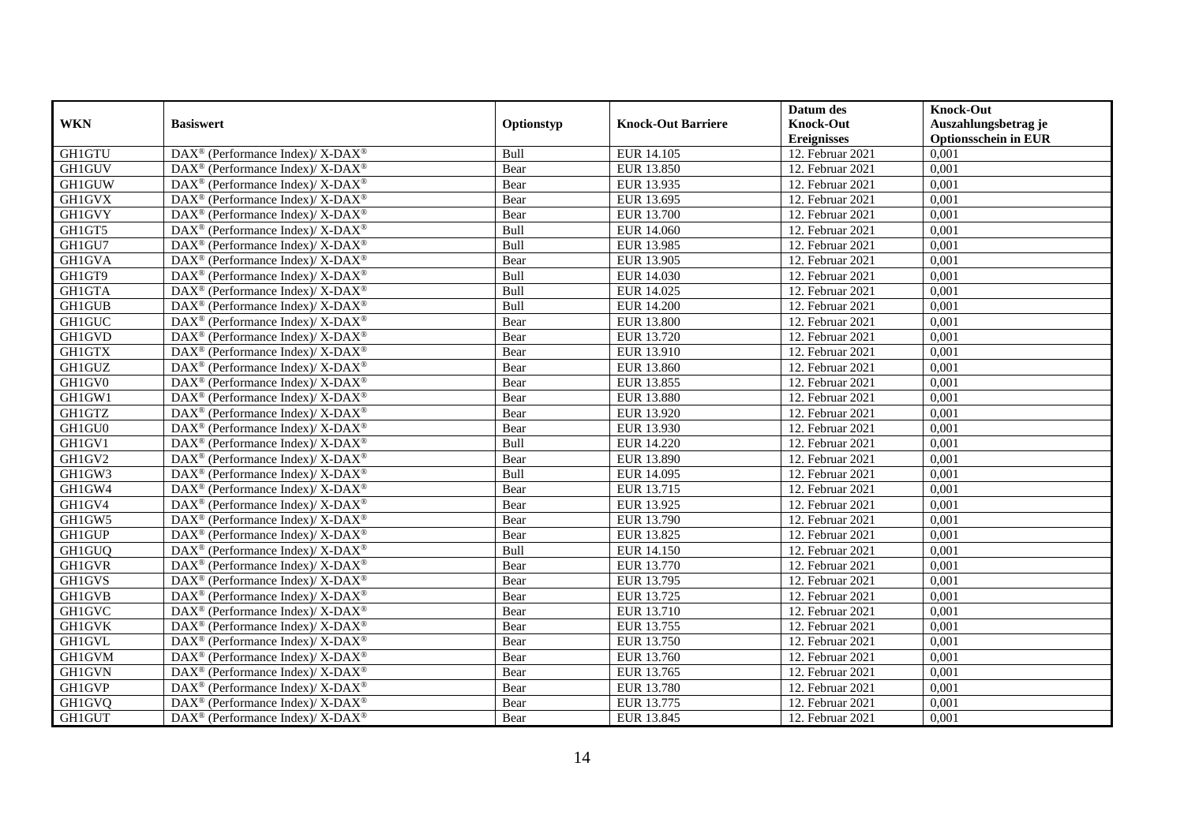| WKN | Basiswert | Optionstyp | Knock-Out Barriere | Datum des Knock-Out Ereignisses | Knock-Out Auszahlungsbetrag je Optionsschein in EUR |
|---|---|---|---|---|---|
| GH1GTU | DAX® (Performance Index)/ X-DAX® | Bull | EUR 14.105 | 12. Februar 2021 | 0,001 |
| GH1GUV | DAX® (Performance Index)/ X-DAX® | Bear | EUR 13.850 | 12. Februar 2021 | 0,001 |
| GH1GUW | DAX® (Performance Index)/ X-DAX® | Bear | EUR 13.935 | 12. Februar 2021 | 0,001 |
| GH1GVX | DAX® (Performance Index)/ X-DAX® | Bear | EUR 13.695 | 12. Februar 2021 | 0,001 |
| GH1GVY | DAX® (Performance Index)/ X-DAX® | Bear | EUR 13.700 | 12. Februar 2021 | 0,001 |
| GH1GT5 | DAX® (Performance Index)/ X-DAX® | Bull | EUR 14.060 | 12. Februar 2021 | 0,001 |
| GH1GU7 | DAX® (Performance Index)/ X-DAX® | Bull | EUR 13.985 | 12. Februar 2021 | 0,001 |
| GH1GVA | DAX® (Performance Index)/ X-DAX® | Bear | EUR 13.905 | 12. Februar 2021 | 0,001 |
| GH1GT9 | DAX® (Performance Index)/ X-DAX® | Bull | EUR 14.030 | 12. Februar 2021 | 0,001 |
| GH1GTA | DAX® (Performance Index)/ X-DAX® | Bull | EUR 14.025 | 12. Februar 2021 | 0,001 |
| GH1GUB | DAX® (Performance Index)/ X-DAX® | Bull | EUR 14.200 | 12. Februar 2021 | 0,001 |
| GH1GUC | DAX® (Performance Index)/ X-DAX® | Bear | EUR 13.800 | 12. Februar 2021 | 0,001 |
| GH1GVD | DAX® (Performance Index)/ X-DAX® | Bear | EUR 13.720 | 12. Februar 2021 | 0,001 |
| GH1GTX | DAX® (Performance Index)/ X-DAX® | Bear | EUR 13.910 | 12. Februar 2021 | 0,001 |
| GH1GUZ | DAX® (Performance Index)/ X-DAX® | Bear | EUR 13.860 | 12. Februar 2021 | 0,001 |
| GH1GV0 | DAX® (Performance Index)/ X-DAX® | Bear | EUR 13.855 | 12. Februar 2021 | 0,001 |
| GH1GW1 | DAX® (Performance Index)/ X-DAX® | Bear | EUR 13.880 | 12. Februar 2021 | 0,001 |
| GH1GTZ | DAX® (Performance Index)/ X-DAX® | Bear | EUR 13.920 | 12. Februar 2021 | 0,001 |
| GH1GU0 | DAX® (Performance Index)/ X-DAX® | Bear | EUR 13.930 | 12. Februar 2021 | 0,001 |
| GH1GV1 | DAX® (Performance Index)/ X-DAX® | Bull | EUR 14.220 | 12. Februar 2021 | 0,001 |
| GH1GV2 | DAX® (Performance Index)/ X-DAX® | Bear | EUR 13.890 | 12. Februar 2021 | 0,001 |
| GH1GW3 | DAX® (Performance Index)/ X-DAX® | Bull | EUR 14.095 | 12. Februar 2021 | 0,001 |
| GH1GW4 | DAX® (Performance Index)/ X-DAX® | Bear | EUR 13.715 | 12. Februar 2021 | 0,001 |
| GH1GV4 | DAX® (Performance Index)/ X-DAX® | Bear | EUR 13.925 | 12. Februar 2021 | 0,001 |
| GH1GW5 | DAX® (Performance Index)/ X-DAX® | Bear | EUR 13.790 | 12. Februar 2021 | 0,001 |
| GH1GUP | DAX® (Performance Index)/ X-DAX® | Bear | EUR 13.825 | 12. Februar 2021 | 0,001 |
| GH1GUQ | DAX® (Performance Index)/ X-DAX® | Bull | EUR 14.150 | 12. Februar 2021 | 0,001 |
| GH1GVR | DAX® (Performance Index)/ X-DAX® | Bear | EUR 13.770 | 12. Februar 2021 | 0,001 |
| GH1GVS | DAX® (Performance Index)/ X-DAX® | Bear | EUR 13.795 | 12. Februar 2021 | 0,001 |
| GH1GVB | DAX® (Performance Index)/ X-DAX® | Bear | EUR 13.725 | 12. Februar 2021 | 0,001 |
| GH1GVC | DAX® (Performance Index)/ X-DAX® | Bear | EUR 13.710 | 12. Februar 2021 | 0,001 |
| GH1GVK | DAX® (Performance Index)/ X-DAX® | Bear | EUR 13.755 | 12. Februar 2021 | 0,001 |
| GH1GVL | DAX® (Performance Index)/ X-DAX® | Bear | EUR 13.750 | 12. Februar 2021 | 0,001 |
| GH1GVM | DAX® (Performance Index)/ X-DAX® | Bear | EUR 13.760 | 12. Februar 2021 | 0,001 |
| GH1GVN | DAX® (Performance Index)/ X-DAX® | Bear | EUR 13.765 | 12. Februar 2021 | 0,001 |
| GH1GVP | DAX® (Performance Index)/ X-DAX® | Bear | EUR 13.780 | 12. Februar 2021 | 0,001 |
| GH1GVQ | DAX® (Performance Index)/ X-DAX® | Bear | EUR 13.775 | 12. Februar 2021 | 0,001 |
| GH1GUT | DAX® (Performance Index)/ X-DAX® | Bear | EUR 13.845 | 12. Februar 2021 | 0,001 |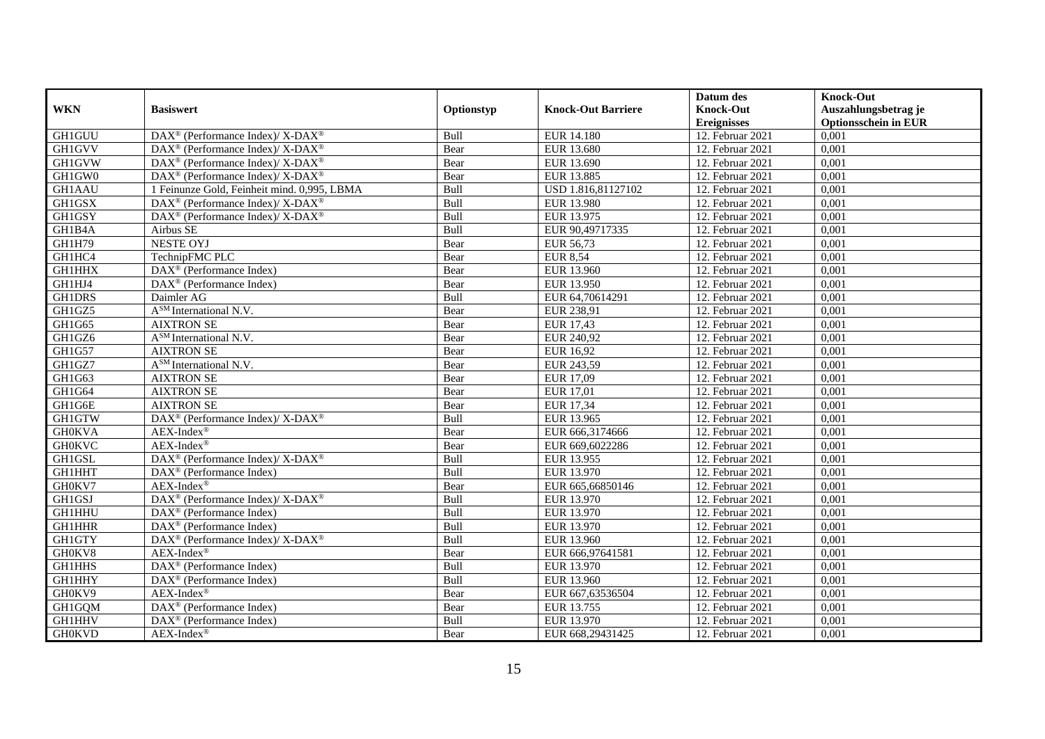| WKN | Basiswert | Optionstyp | Knock-Out Barriere | Datum des Knock-Out Ereignisses | Knock-Out Auszahlungsbetrag je Optionsschein in EUR |
|---|---|---|---|---|---|
| GH1GUU | DAX® (Performance Index)/ X-DAX® | Bull | EUR 14.180 | 12. Februar 2021 | 0,001 |
| GH1GVV | DAX® (Performance Index)/ X-DAX® | Bear | EUR 13.680 | 12. Februar 2021 | 0,001 |
| GH1GVW | DAX® (Performance Index)/ X-DAX® | Bear | EUR 13.690 | 12. Februar 2021 | 0,001 |
| GH1GW0 | DAX® (Performance Index)/ X-DAX® | Bear | EUR 13.885 | 12. Februar 2021 | 0,001 |
| GH1AAU | 1 Feinunze Gold, Feinheit mind. 0,995, LBMA | Bull | USD 1.816,81127102 | 12. Februar 2021 | 0,001 |
| GH1GSX | DAX® (Performance Index)/ X-DAX® | Bull | EUR 13.980 | 12. Februar 2021 | 0,001 |
| GH1GSY | DAX® (Performance Index)/ X-DAX® | Bull | EUR 13.975 | 12. Februar 2021 | 0,001 |
| GH1B4A | Airbus SE | Bull | EUR 90,49717335 | 12. Februar 2021 | 0,001 |
| GH1H79 | NESTE OYJ | Bear | EUR 56,73 | 12. Februar 2021 | 0,001 |
| GH1HC4 | TechnipFMC PLC | Bear | EUR 8,54 | 12. Februar 2021 | 0,001 |
| GH1HHX | DAX® (Performance Index) | Bear | EUR 13.960 | 12. Februar 2021 | 0,001 |
| GH1HJ4 | DAX® (Performance Index) | Bear | EUR 13.950 | 12. Februar 2021 | 0,001 |
| GH1DRS | Daimler AG | Bull | EUR 64,70614291 | 12. Februar 2021 | 0,001 |
| GH1GZ5 | A[SM] International N.V. | Bear | EUR 238,91 | 12. Februar 2021 | 0,001 |
| GH1G65 | AIXTRON SE | Bear | EUR 17,43 | 12. Februar 2021 | 0,001 |
| GH1GZ6 | A[SM] International N.V. | Bear | EUR 240,92 | 12. Februar 2021 | 0,001 |
| GH1G57 | AIXTRON SE | Bear | EUR 16,92 | 12. Februar 2021 | 0,001 |
| GH1GZ7 | A[SM] International N.V. | Bear | EUR 243,59 | 12. Februar 2021 | 0,001 |
| GH1G63 | AIXTRON SE | Bear | EUR 17,09 | 12. Februar 2021 | 0,001 |
| GH1G64 | AIXTRON SE | Bear | EUR 17,01 | 12. Februar 2021 | 0,001 |
| GH1G6E | AIXTRON SE | Bear | EUR 17,34 | 12. Februar 2021 | 0,001 |
| GH1GTW | DAX® (Performance Index)/ X-DAX® | Bull | EUR 13.965 | 12. Februar 2021 | 0,001 |
| GH0KVA | AEX-Index® | Bear | EUR 666,3174666 | 12. Februar 2021 | 0,001 |
| GH0KVC | AEX-Index® | Bear | EUR 669,6022286 | 12. Februar 2021 | 0,001 |
| GH1GSL | DAX® (Performance Index)/ X-DAX® | Bull | EUR 13.955 | 12. Februar 2021 | 0,001 |
| GH1HHT | DAX® (Performance Index) | Bull | EUR 13.970 | 12. Februar 2021 | 0,001 |
| GH0KV7 | AEX-Index® | Bear | EUR 665,66850146 | 12. Februar 2021 | 0,001 |
| GH1GSJ | DAX® (Performance Index)/ X-DAX® | Bull | EUR 13.970 | 12. Februar 2021 | 0,001 |
| GH1HHU | DAX® (Performance Index) | Bull | EUR 13.970 | 12. Februar 2021 | 0,001 |
| GH1HHR | DAX® (Performance Index) | Bull | EUR 13.970 | 12. Februar 2021 | 0,001 |
| GH1GTY | DAX® (Performance Index)/ X-DAX® | Bull | EUR 13.960 | 12. Februar 2021 | 0,001 |
| GH0KV8 | AEX-Index® | Bear | EUR 666,97641581 | 12. Februar 2021 | 0,001 |
| GH1HHS | DAX® (Performance Index) | Bull | EUR 13.970 | 12. Februar 2021 | 0,001 |
| GH1HHY | DAX® (Performance Index) | Bull | EUR 13.960 | 12. Februar 2021 | 0,001 |
| GH0KV9 | AEX-Index® | Bear | EUR 667,63536504 | 12. Februar 2021 | 0,001 |
| GH1GQM | DAX® (Performance Index) | Bear | EUR 13.755 | 12. Februar 2021 | 0,001 |
| GH1HHV | DAX® (Performance Index) | Bull | EUR 13.970 | 12. Februar 2021 | 0,001 |
| GH0KVD | AEX-Index® | Bear | EUR 668,29431425 | 12. Februar 2021 | 0,001 |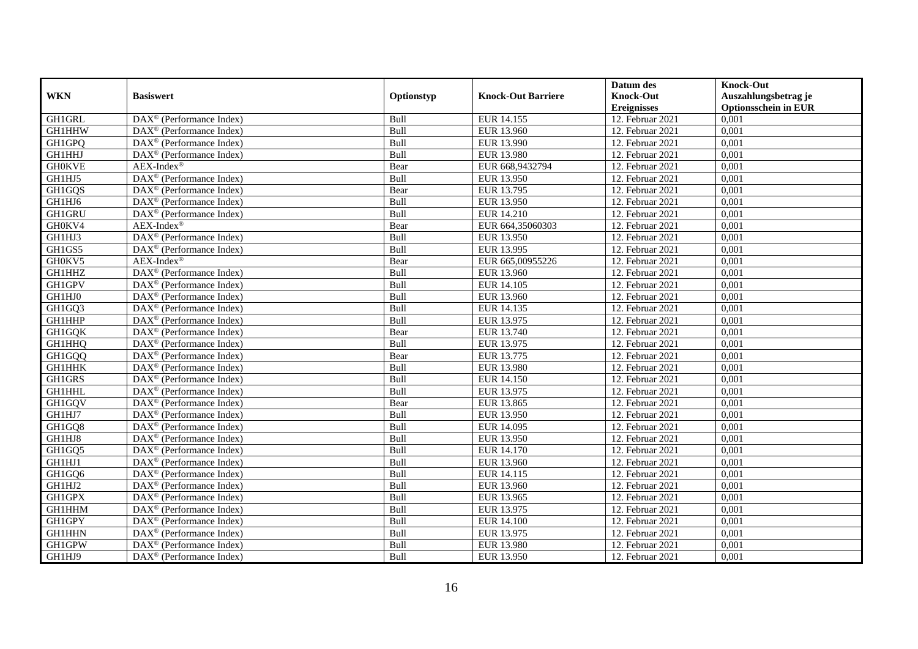| WKN | Basiswert | Optionstyp | Knock-Out Barriere | Datum des Knock-Out Ereignisses | Knock-Out Auszahlungsbetrag je Optionsschein in EUR |
|---|---|---|---|---|---|
| GH1GRL | DAX® (Performance Index) | Bull | EUR 14.155 | 12. Februar 2021 | 0,001 |
| GH1HHW | DAX® (Performance Index) | Bull | EUR 13.960 | 12. Februar 2021 | 0,001 |
| GH1GPQ | DAX® (Performance Index) | Bull | EUR 13.990 | 12. Februar 2021 | 0,001 |
| GH1HHJ | DAX® (Performance Index) | Bull | EUR 13.980 | 12. Februar 2021 | 0,001 |
| GH0KVE | AEX-Index® | Bear | EUR 668,9432794 | 12. Februar 2021 | 0,001 |
| GH1HJ5 | DAX® (Performance Index) | Bull | EUR 13.950 | 12. Februar 2021 | 0,001 |
| GH1GQS | DAX® (Performance Index) | Bear | EUR 13.795 | 12. Februar 2021 | 0,001 |
| GH1HJ6 | DAX® (Performance Index) | Bull | EUR 13.950 | 12. Februar 2021 | 0,001 |
| GH1GRU | DAX® (Performance Index) | Bull | EUR 14.210 | 12. Februar 2021 | 0,001 |
| GH0KV4 | AEX-Index® | Bear | EUR 664,35060303 | 12. Februar 2021 | 0,001 |
| GH1HJ3 | DAX® (Performance Index) | Bull | EUR 13.950 | 12. Februar 2021 | 0,001 |
| GH1GS5 | DAX® (Performance Index) | Bull | EUR 13.995 | 12. Februar 2021 | 0,001 |
| GH0KV5 | AEX-Index® | Bear | EUR 665,00955226 | 12. Februar 2021 | 0,001 |
| GH1HHZ | DAX® (Performance Index) | Bull | EUR 13.960 | 12. Februar 2021 | 0,001 |
| GH1GPV | DAX® (Performance Index) | Bull | EUR 14.105 | 12. Februar 2021 | 0,001 |
| GH1HJ0 | DAX® (Performance Index) | Bull | EUR 13.960 | 12. Februar 2021 | 0,001 |
| GH1GQ3 | DAX® (Performance Index) | Bull | EUR 14.135 | 12. Februar 2021 | 0,001 |
| GH1HHP | DAX® (Performance Index) | Bull | EUR 13.975 | 12. Februar 2021 | 0,001 |
| GH1GQK | DAX® (Performance Index) | Bear | EUR 13.740 | 12. Februar 2021 | 0,001 |
| GH1HHQ | DAX® (Performance Index) | Bull | EUR 13.975 | 12. Februar 2021 | 0,001 |
| GH1GQQ | DAX® (Performance Index) | Bear | EUR 13.775 | 12. Februar 2021 | 0,001 |
| GH1HHK | DAX® (Performance Index) | Bull | EUR 13.980 | 12. Februar 2021 | 0,001 |
| GH1GRS | DAX® (Performance Index) | Bull | EUR 14.150 | 12. Februar 2021 | 0,001 |
| GH1HHL | DAX® (Performance Index) | Bull | EUR 13.975 | 12. Februar 2021 | 0,001 |
| GH1GQV | DAX® (Performance Index) | Bear | EUR 13.865 | 12. Februar 2021 | 0,001 |
| GH1HJ7 | DAX® (Performance Index) | Bull | EUR 13.950 | 12. Februar 2021 | 0,001 |
| GH1GQ8 | DAX® (Performance Index) | Bull | EUR 14.095 | 12. Februar 2021 | 0,001 |
| GH1HJ8 | DAX® (Performance Index) | Bull | EUR 13.950 | 12. Februar 2021 | 0,001 |
| GH1GQ5 | DAX® (Performance Index) | Bull | EUR 14.170 | 12. Februar 2021 | 0,001 |
| GH1HJ1 | DAX® (Performance Index) | Bull | EUR 13.960 | 12. Februar 2021 | 0,001 |
| GH1GQ6 | DAX® (Performance Index) | Bull | EUR 14.115 | 12. Februar 2021 | 0,001 |
| GH1HJ2 | DAX® (Performance Index) | Bull | EUR 13.960 | 12. Februar 2021 | 0,001 |
| GH1GPX | DAX® (Performance Index) | Bull | EUR 13.965 | 12. Februar 2021 | 0,001 |
| GH1HHM | DAX® (Performance Index) | Bull | EUR 13.975 | 12. Februar 2021 | 0,001 |
| GH1GPY | DAX® (Performance Index) | Bull | EUR 14.100 | 12. Februar 2021 | 0,001 |
| GH1HHN | DAX® (Performance Index) | Bull | EUR 13.975 | 12. Februar 2021 | 0,001 |
| GH1GPW | DAX® (Performance Index) | Bull | EUR 13.980 | 12. Februar 2021 | 0,001 |
| GH1HJ9 | DAX® (Performance Index) | Bull | EUR 13.950 | 12. Februar 2021 | 0,001 |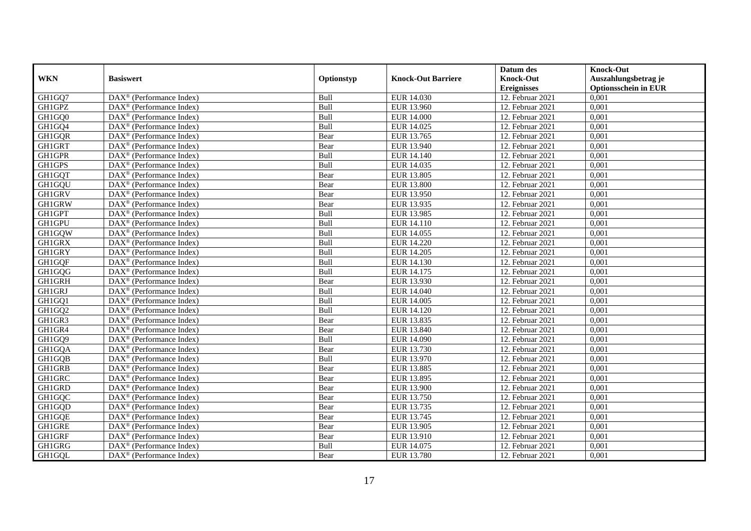| WKN | Basiswert | Optionstyp | Knock-Out Barriere | Datum des Knock-Out Ereignisses | Knock-Out Auszahlungsbetrag je Optionsschein in EUR |
|---|---|---|---|---|---|
| GH1GQ7 | DAX® (Performance Index) | Bull | EUR 14.030 | 12. Februar 2021 | 0,001 |
| GH1GPZ | DAX® (Performance Index) | Bull | EUR 13.960 | 12. Februar 2021 | 0,001 |
| GH1GQ0 | DAX® (Performance Index) | Bull | EUR 14.000 | 12. Februar 2021 | 0,001 |
| GH1GQ4 | DAX® (Performance Index) | Bull | EUR 14.025 | 12. Februar 2021 | 0,001 |
| GH1GQR | DAX® (Performance Index) | Bear | EUR 13.765 | 12. Februar 2021 | 0,001 |
| GH1GRT | DAX® (Performance Index) | Bear | EUR 13.940 | 12. Februar 2021 | 0,001 |
| GH1GPR | DAX® (Performance Index) | Bull | EUR 14.140 | 12. Februar 2021 | 0,001 |
| GH1GPS | DAX® (Performance Index) | Bull | EUR 14.035 | 12. Februar 2021 | 0,001 |
| GH1GQT | DAX® (Performance Index) | Bear | EUR 13.805 | 12. Februar 2021 | 0,001 |
| GH1GQU | DAX® (Performance Index) | Bear | EUR 13.800 | 12. Februar 2021 | 0,001 |
| GH1GRV | DAX® (Performance Index) | Bear | EUR 13.950 | 12. Februar 2021 | 0,001 |
| GH1GRW | DAX® (Performance Index) | Bear | EUR 13.935 | 12. Februar 2021 | 0,001 |
| GH1GPT | DAX® (Performance Index) | Bull | EUR 13.985 | 12. Februar 2021 | 0,001 |
| GH1GPU | DAX® (Performance Index) | Bull | EUR 14.110 | 12. Februar 2021 | 0,001 |
| GH1GQW | DAX® (Performance Index) | Bull | EUR 14.055 | 12. Februar 2021 | 0,001 |
| GH1GRX | DAX® (Performance Index) | Bull | EUR 14.220 | 12. Februar 2021 | 0,001 |
| GH1GRY | DAX® (Performance Index) | Bull | EUR 14.205 | 12. Februar 2021 | 0,001 |
| GH1GQF | DAX® (Performance Index) | Bull | EUR 14.130 | 12. Februar 2021 | 0,001 |
| GH1GQG | DAX® (Performance Index) | Bull | EUR 14.175 | 12. Februar 2021 | 0,001 |
| GH1GRH | DAX® (Performance Index) | Bear | EUR 13.930 | 12. Februar 2021 | 0,001 |
| GH1GRJ | DAX® (Performance Index) | Bull | EUR 14.040 | 12. Februar 2021 | 0,001 |
| GH1GQ1 | DAX® (Performance Index) | Bull | EUR 14.005 | 12. Februar 2021 | 0,001 |
| GH1GQ2 | DAX® (Performance Index) | Bull | EUR 14.120 | 12. Februar 2021 | 0,001 |
| GH1GR3 | DAX® (Performance Index) | Bear | EUR 13.835 | 12. Februar 2021 | 0,001 |
| GH1GR4 | DAX® (Performance Index) | Bear | EUR 13.840 | 12. Februar 2021 | 0,001 |
| GH1GQ9 | DAX® (Performance Index) | Bull | EUR 14.090 | 12. Februar 2021 | 0,001 |
| GH1GQA | DAX® (Performance Index) | Bear | EUR 13.730 | 12. Februar 2021 | 0,001 |
| GH1GQB | DAX® (Performance Index) | Bull | EUR 13.970 | 12. Februar 2021 | 0,001 |
| GH1GRB | DAX® (Performance Index) | Bear | EUR 13.885 | 12. Februar 2021 | 0,001 |
| GH1GRC | DAX® (Performance Index) | Bear | EUR 13.895 | 12. Februar 2021 | 0,001 |
| GH1GRD | DAX® (Performance Index) | Bear | EUR 13.900 | 12. Februar 2021 | 0,001 |
| GH1GQC | DAX® (Performance Index) | Bear | EUR 13.750 | 12. Februar 2021 | 0,001 |
| GH1GQD | DAX® (Performance Index) | Bear | EUR 13.735 | 12. Februar 2021 | 0,001 |
| GH1GQE | DAX® (Performance Index) | Bear | EUR 13.745 | 12. Februar 2021 | 0,001 |
| GH1GRE | DAX® (Performance Index) | Bear | EUR 13.905 | 12. Februar 2021 | 0,001 |
| GH1GRF | DAX® (Performance Index) | Bear | EUR 13.910 | 12. Februar 2021 | 0,001 |
| GH1GRG | DAX® (Performance Index) | Bull | EUR 14.075 | 12. Februar 2021 | 0,001 |
| GH1GQL | DAX® (Performance Index) | Bear | EUR 13.780 | 12. Februar 2021 | 0,001 |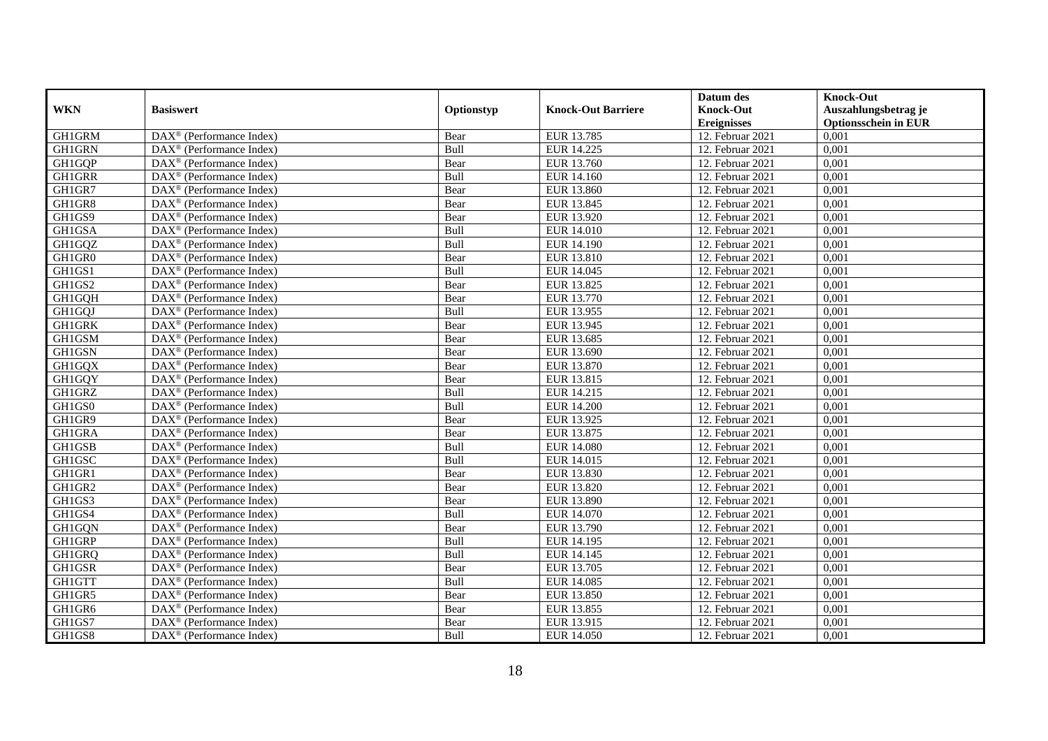| WKN | Basiswert | Optionstyp | Knock-Out Barriere | Datum des Knock-Out Ereignisses | Knock-Out Auszahlungsbetrag je Optionsschein in EUR |
|---|---|---|---|---|---|
| GH1GRM | DAX® (Performance Index) | Bear | EUR 13.785 | 12. Februar 2021 | 0,001 |
| GH1GRN | DAX® (Performance Index) | Bull | EUR 14.225 | 12. Februar 2021 | 0,001 |
| GH1GQP | DAX® (Performance Index) | Bear | EUR 13.760 | 12. Februar 2021 | 0,001 |
| GH1GRR | DAX® (Performance Index) | Bull | EUR 14.160 | 12. Februar 2021 | 0,001 |
| GH1GR7 | DAX® (Performance Index) | Bear | EUR 13.860 | 12. Februar 2021 | 0,001 |
| GH1GR8 | DAX® (Performance Index) | Bear | EUR 13.845 | 12. Februar 2021 | 0,001 |
| GH1GS9 | DAX® (Performance Index) | Bear | EUR 13.920 | 12. Februar 2021 | 0,001 |
| GH1GSA | DAX® (Performance Index) | Bull | EUR 14.010 | 12. Februar 2021 | 0,001 |
| GH1GQZ | DAX® (Performance Index) | Bull | EUR 14.190 | 12. Februar 2021 | 0,001 |
| GH1GR0 | DAX® (Performance Index) | Bear | EUR 13.810 | 12. Februar 2021 | 0,001 |
| GH1GS1 | DAX® (Performance Index) | Bull | EUR 14.045 | 12. Februar 2021 | 0,001 |
| GH1GS2 | DAX® (Performance Index) | Bear | EUR 13.825 | 12. Februar 2021 | 0,001 |
| GH1GQH | DAX® (Performance Index) | Bear | EUR 13.770 | 12. Februar 2021 | 0,001 |
| GH1GQJ | DAX® (Performance Index) | Bull | EUR 13.955 | 12. Februar 2021 | 0,001 |
| GH1GRK | DAX® (Performance Index) | Bear | EUR 13.945 | 12. Februar 2021 | 0,001 |
| GH1GSM | DAX® (Performance Index) | Bear | EUR 13.685 | 12. Februar 2021 | 0,001 |
| GH1GSN | DAX® (Performance Index) | Bear | EUR 13.690 | 12. Februar 2021 | 0,001 |
| GH1GQX | DAX® (Performance Index) | Bear | EUR 13.870 | 12. Februar 2021 | 0,001 |
| GH1GQY | DAX® (Performance Index) | Bear | EUR 13.815 | 12. Februar 2021 | 0,001 |
| GH1GRZ | DAX® (Performance Index) | Bull | EUR 14.215 | 12. Februar 2021 | 0,001 |
| GH1GS0 | DAX® (Performance Index) | Bull | EUR 14.200 | 12. Februar 2021 | 0,001 |
| GH1GR9 | DAX® (Performance Index) | Bear | EUR 13.925 | 12. Februar 2021 | 0,001 |
| GH1GRA | DAX® (Performance Index) | Bear | EUR 13.875 | 12. Februar 2021 | 0,001 |
| GH1GSB | DAX® (Performance Index) | Bull | EUR 14.080 | 12. Februar 2021 | 0,001 |
| GH1GSC | DAX® (Performance Index) | Bull | EUR 14.015 | 12. Februar 2021 | 0,001 |
| GH1GR1 | DAX® (Performance Index) | Bear | EUR 13.830 | 12. Februar 2021 | 0,001 |
| GH1GR2 | DAX® (Performance Index) | Bear | EUR 13.820 | 12. Februar 2021 | 0,001 |
| GH1GS3 | DAX® (Performance Index) | Bear | EUR 13.890 | 12. Februar 2021 | 0,001 |
| GH1GS4 | DAX® (Performance Index) | Bull | EUR 14.070 | 12. Februar 2021 | 0,001 |
| GH1GQN | DAX® (Performance Index) | Bear | EUR 13.790 | 12. Februar 2021 | 0,001 |
| GH1GRP | DAX® (Performance Index) | Bull | EUR 14.195 | 12. Februar 2021 | 0,001 |
| GH1GRQ | DAX® (Performance Index) | Bull | EUR 14.145 | 12. Februar 2021 | 0,001 |
| GH1GSR | DAX® (Performance Index) | Bear | EUR 13.705 | 12. Februar 2021 | 0,001 |
| GH1GTT | DAX® (Performance Index) | Bull | EUR 14.085 | 12. Februar 2021 | 0,001 |
| GH1GR5 | DAX® (Performance Index) | Bear | EUR 13.850 | 12. Februar 2021 | 0,001 |
| GH1GR6 | DAX® (Performance Index) | Bear | EUR 13.855 | 12. Februar 2021 | 0,001 |
| GH1GS7 | DAX® (Performance Index) | Bear | EUR 13.915 | 12. Februar 2021 | 0,001 |
| GH1GS8 | DAX® (Performance Index) | Bull | EUR 14.050 | 12. Februar 2021 | 0,001 |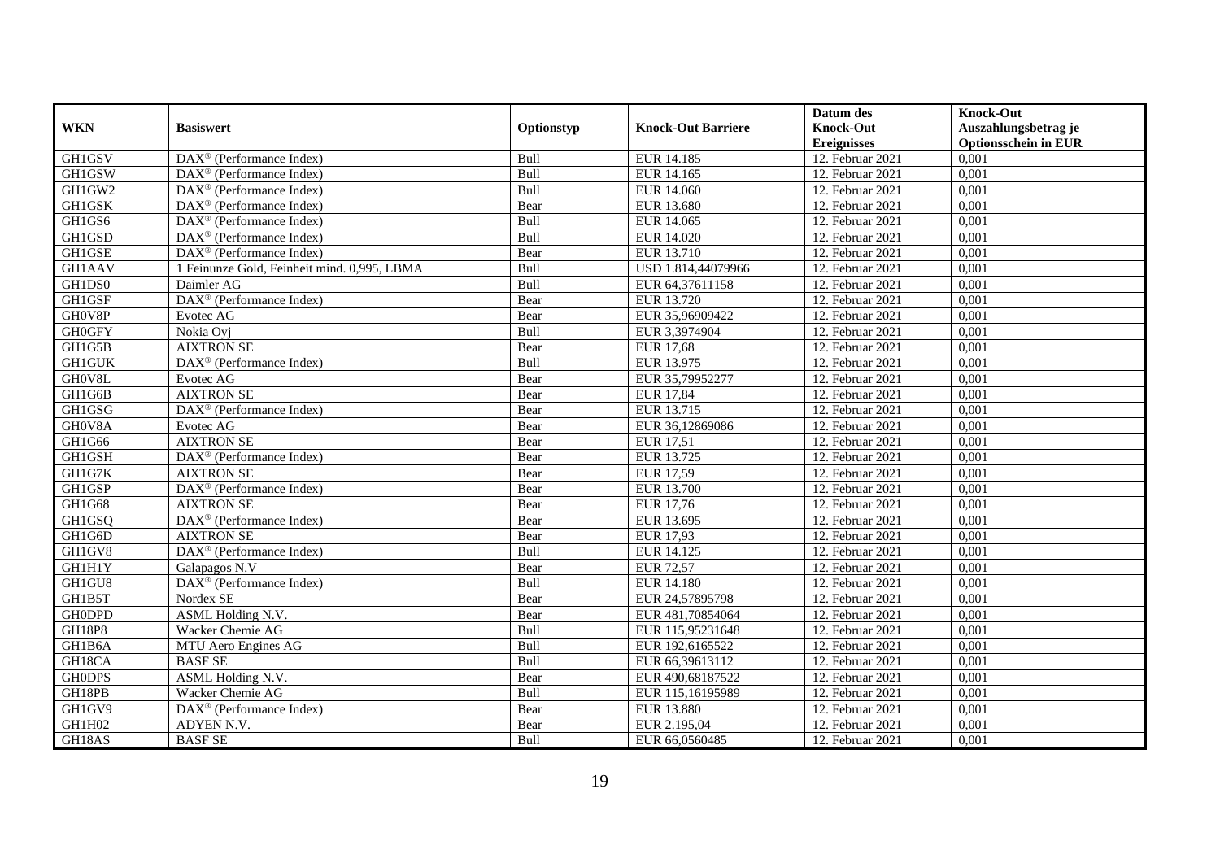| WKN | Basiswert | Optionstyp | Knock-Out Barriere | Datum des Knock-Out Ereignisses | Knock-Out Auszahlungsbetrag je Optionsschein in EUR |
|---|---|---|---|---|---|
| GH1GSV | DAX® (Performance Index) | Bull | EUR 14.185 | 12. Februar 2021 | 0,001 |
| GH1GSW | DAX® (Performance Index) | Bull | EUR 14.165 | 12. Februar 2021 | 0,001 |
| GH1GW2 | DAX® (Performance Index) | Bull | EUR 14.060 | 12. Februar 2021 | 0,001 |
| GH1GSK | DAX® (Performance Index) | Bear | EUR 13.680 | 12. Februar 2021 | 0,001 |
| GH1GS6 | DAX® (Performance Index) | Bull | EUR 14.065 | 12. Februar 2021 | 0,001 |
| GH1GSD | DAX® (Performance Index) | Bull | EUR 14.020 | 12. Februar 2021 | 0,001 |
| GH1GSE | DAX® (Performance Index) | Bear | EUR 13.710 | 12. Februar 2021 | 0,001 |
| GH1AAV | 1 Feinunze Gold, Feinheit mind. 0,995, LBMA | Bull | USD 1.814,44079966 | 12. Februar 2021 | 0,001 |
| GH1DS0 | Daimler AG | Bull | EUR 64,37611158 | 12. Februar 2021 | 0,001 |
| GH1GSF | DAX® (Performance Index) | Bear | EUR 13.720 | 12. Februar 2021 | 0,001 |
| GH0V8P | Evotec AG | Bear | EUR 35,96909422 | 12. Februar 2021 | 0,001 |
| GH0GFY | Nokia Oyj | Bull | EUR 3,3974904 | 12. Februar 2021 | 0,001 |
| GH1G5B | AIXTRON SE | Bear | EUR 17,68 | 12. Februar 2021 | 0,001 |
| GH1GUK | DAX® (Performance Index) | Bull | EUR 13.975 | 12. Februar 2021 | 0,001 |
| GH0V8L | Evotec AG | Bear | EUR 35,79952277 | 12. Februar 2021 | 0,001 |
| GH1G6B | AIXTRON SE | Bear | EUR 17,84 | 12. Februar 2021 | 0,001 |
| GH1GSG | DAX® (Performance Index) | Bear | EUR 13.715 | 12. Februar 2021 | 0,001 |
| GH0V8A | Evotec AG | Bear | EUR 36,12869086 | 12. Februar 2021 | 0,001 |
| GH1G66 | AIXTRON SE | Bear | EUR 17,51 | 12. Februar 2021 | 0,001 |
| GH1GSH | DAX® (Performance Index) | Bear | EUR 13.725 | 12. Februar 2021 | 0,001 |
| GH1G7K | AIXTRON SE | Bear | EUR 17,59 | 12. Februar 2021 | 0,001 |
| GH1GSP | DAX® (Performance Index) | Bear | EUR 13.700 | 12. Februar 2021 | 0,001 |
| GH1G68 | AIXTRON SE | Bear | EUR 17,76 | 12. Februar 2021 | 0,001 |
| GH1GSQ | DAX® (Performance Index) | Bear | EUR 13.695 | 12. Februar 2021 | 0,001 |
| GH1G6D | AIXTRON SE | Bear | EUR 17,93 | 12. Februar 2021 | 0,001 |
| GH1GV8 | DAX® (Performance Index) | Bull | EUR 14.125 | 12. Februar 2021 | 0,001 |
| GH1H1Y | Galapagos N.V | Bear | EUR 72,57 | 12. Februar 2021 | 0,001 |
| GH1GU8 | DAX® (Performance Index) | Bull | EUR 14.180 | 12. Februar 2021 | 0,001 |
| GH1B5T | Nordex SE | Bear | EUR 24,57895798 | 12. Februar 2021 | 0,001 |
| GH0DPD | ASML Holding N.V. | Bear | EUR 481,70854064 | 12. Februar 2021 | 0,001 |
| GH18P8 | Wacker Chemie AG | Bull | EUR 115,95231648 | 12. Februar 2021 | 0,001 |
| GH1B6A | MTU Aero Engines AG | Bull | EUR 192,6165522 | 12. Februar 2021 | 0,001 |
| GH18CA | BASF SE | Bull | EUR 66,39613112 | 12. Februar 2021 | 0,001 |
| GH0DPS | ASML Holding N.V. | Bear | EUR 490,68187522 | 12. Februar 2021 | 0,001 |
| GH18PB | Wacker Chemie AG | Bull | EUR 115,16195989 | 12. Februar 2021 | 0,001 |
| GH1GV9 | DAX® (Performance Index) | Bear | EUR 13.880 | 12. Februar 2021 | 0,001 |
| GH1H02 | ADYEN N.V. | Bear | EUR 2.195,04 | 12. Februar 2021 | 0,001 |
| GH18AS | BASF SE | Bull | EUR 66,0560485 | 12. Februar 2021 | 0,001 |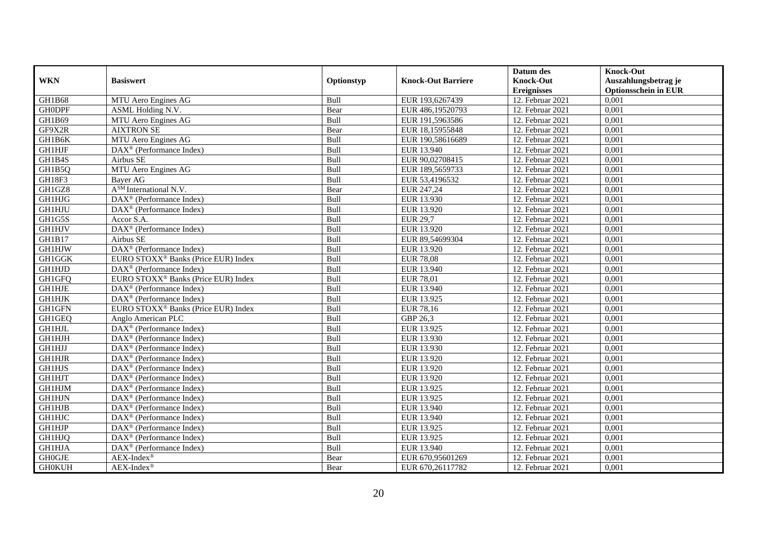| WKN | Basiswert | Optionstyp | Knock-Out Barriere | Datum des Knock-Out Ereignisses | Knock-Out Auszahlungsbetrag je Optionsschein in EUR |
|---|---|---|---|---|---|
| GH1B68 | MTU Aero Engines AG | Bull | EUR 193,6267439 | 12. Februar 2021 | 0,001 |
| GH0DPF | ASML Holding N.V. | Bear | EUR 486,19520793 | 12. Februar 2021 | 0,001 |
| GH1B69 | MTU Aero Engines AG | Bull | EUR 191,5963586 | 12. Februar 2021 | 0,001 |
| GF9X2R | AIXTRON SE | Bear | EUR 18,15955848 | 12. Februar 2021 | 0,001 |
| GH1B6K | MTU Aero Engines AG | Bull | EUR 190,58616689 | 12. Februar 2021 | 0,001 |
| GH1HJF | DAX® (Performance Index) | Bull | EUR 13.940 | 12. Februar 2021 | 0,001 |
| GH1B4S | Airbus SE | Bull | EUR 90,02708415 | 12. Februar 2021 | 0,001 |
| GH1B5Q | MTU Aero Engines AG | Bull | EUR 189,5659733 | 12. Februar 2021 | 0,001 |
| GH18F3 | Bayer AG | Bull | EUR 53,4196532 | 12. Februar 2021 | 0,001 |
| GH1GZ8 | A[SM] International N.V. | Bear | EUR 247,24 | 12. Februar 2021 | 0,001 |
| GH1HJG | DAX® (Performance Index) | Bull | EUR 13.930 | 12. Februar 2021 | 0,001 |
| GH1HJU | DAX® (Performance Index) | Bull | EUR 13.920 | 12. Februar 2021 | 0,001 |
| GH1G5S | Accor S.A. | Bull | EUR 29,7 | 12. Februar 2021 | 0,001 |
| GH1HJV | DAX® (Performance Index) | Bull | EUR 13.920 | 12. Februar 2021 | 0,001 |
| GH1B17 | Airbus SE | Bull | EUR 89,54699304 | 12. Februar 2021 | 0,001 |
| GH1HJW | DAX® (Performance Index) | Bull | EUR 13.920 | 12. Februar 2021 | 0,001 |
| GH1GGK | EURO STOXX® Banks (Price EUR) Index | Bull | EUR 78,08 | 12. Februar 2021 | 0,001 |
| GH1HJD | DAX® (Performance Index) | Bull | EUR 13.940 | 12. Februar 2021 | 0,001 |
| GH1GFQ | EURO STOXX® Banks (Price EUR) Index | Bull | EUR 78,01 | 12. Februar 2021 | 0,001 |
| GH1HJE | DAX® (Performance Index) | Bull | EUR 13.940 | 12. Februar 2021 | 0,001 |
| GH1HJK | DAX® (Performance Index) | Bull | EUR 13.925 | 12. Februar 2021 | 0,001 |
| GH1GFN | EURO STOXX® Banks (Price EUR) Index | Bull | EUR 78,16 | 12. Februar 2021 | 0,001 |
| GH1GEQ | Anglo American PLC | Bull | GBP 26,3 | 12. Februar 2021 | 0,001 |
| GH1HJL | DAX® (Performance Index) | Bull | EUR 13.925 | 12. Februar 2021 | 0,001 |
| GH1HJH | DAX® (Performance Index) | Bull | EUR 13.930 | 12. Februar 2021 | 0,001 |
| GH1HJJ | DAX® (Performance Index) | Bull | EUR 13.930 | 12. Februar 2021 | 0,001 |
| GH1HJR | DAX® (Performance Index) | Bull | EUR 13.920 | 12. Februar 2021 | 0,001 |
| GH1HJS | DAX® (Performance Index) | Bull | EUR 13.920 | 12. Februar 2021 | 0,001 |
| GH1HJT | DAX® (Performance Index) | Bull | EUR 13.920 | 12. Februar 2021 | 0,001 |
| GH1HJM | DAX® (Performance Index) | Bull | EUR 13.925 | 12. Februar 2021 | 0,001 |
| GH1HJN | DAX® (Performance Index) | Bull | EUR 13.925 | 12. Februar 2021 | 0,001 |
| GH1HJB | DAX® (Performance Index) | Bull | EUR 13.940 | 12. Februar 2021 | 0,001 |
| GH1HJC | DAX® (Performance Index) | Bull | EUR 13.940 | 12. Februar 2021 | 0,001 |
| GH1HJP | DAX® (Performance Index) | Bull | EUR 13.925 | 12. Februar 2021 | 0,001 |
| GH1HJQ | DAX® (Performance Index) | Bull | EUR 13.925 | 12. Februar 2021 | 0,001 |
| GH1HJA | DAX® (Performance Index) | Bull | EUR 13.940 | 12. Februar 2021 | 0,001 |
| GH0GJE | AEX-Index® | Bear | EUR 670,95601269 | 12. Februar 2021 | 0,001 |
| GH0KUH | AEX-Index® | Bear | EUR 670,26117782 | 12. Februar 2021 | 0,001 |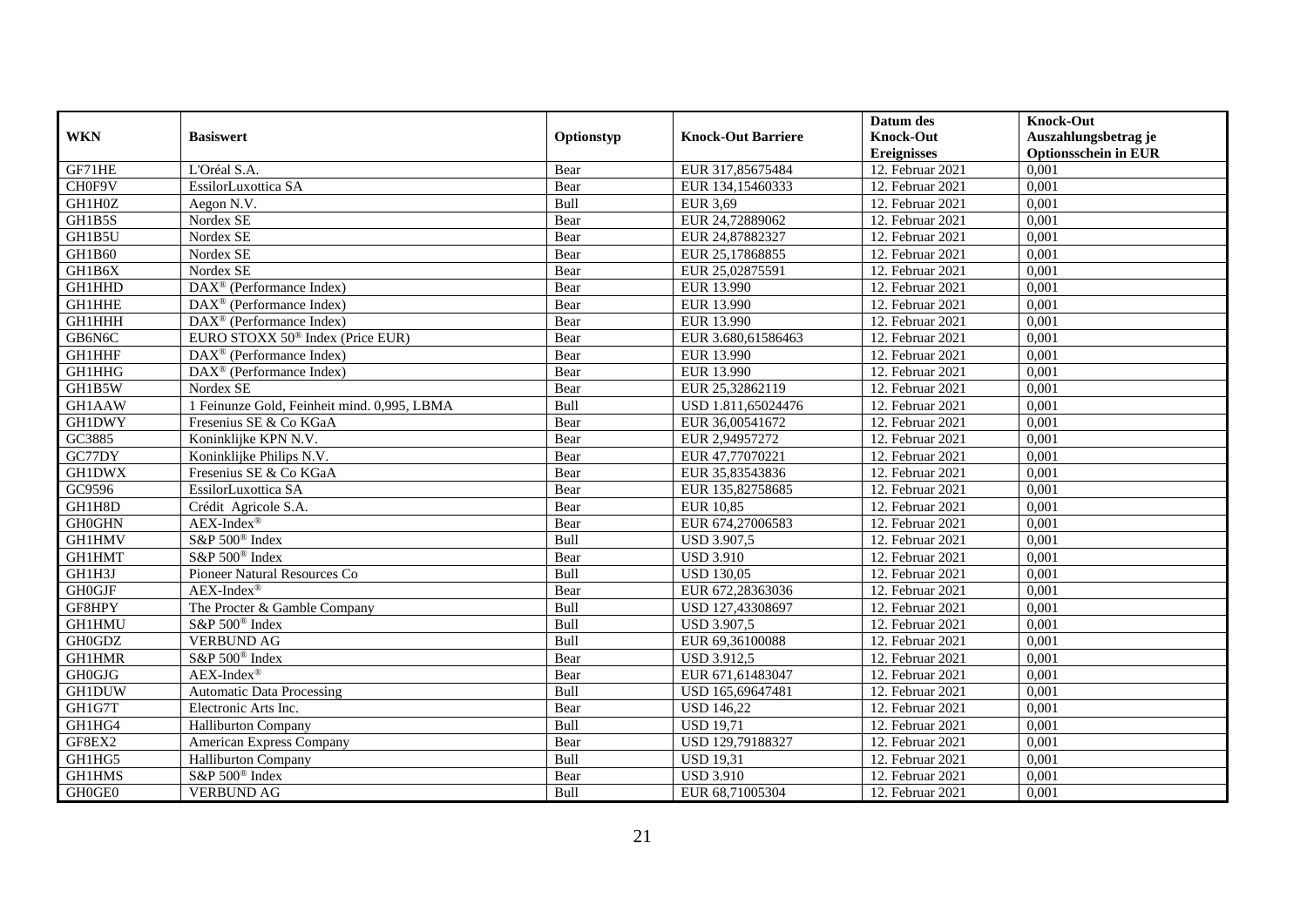| WKN | Basiswert | Optionstyp | Knock-Out Barriere | Datum des Knock-Out Ereignisses | Knock-Out Auszahlungsbetrag je Optionsschein in EUR |
|---|---|---|---|---|---|
| GF71HE | L'Oréal S.A. | Bear | EUR 317,85675484 | 12. Februar 2021 | 0,001 |
| CH0F9V | EssilorLuxottica SA | Bear | EUR 134,15460333 | 12. Februar 2021 | 0,001 |
| GH1H0Z | Aegon N.V. | Bull | EUR 3,69 | 12. Februar 2021 | 0,001 |
| GH1B5S | Nordex SE | Bear | EUR 24,72889062 | 12. Februar 2021 | 0,001 |
| GH1B5U | Nordex SE | Bear | EUR 24,87882327 | 12. Februar 2021 | 0,001 |
| GH1B60 | Nordex SE | Bear | EUR 25,17868855 | 12. Februar 2021 | 0,001 |
| GH1B6X | Nordex SE | Bear | EUR 25,02875591 | 12. Februar 2021 | 0,001 |
| GH1HHD | DAX® (Performance Index) | Bear | EUR 13.990 | 12. Februar 2021 | 0,001 |
| GH1HHE | DAX® (Performance Index) | Bear | EUR 13.990 | 12. Februar 2021 | 0,001 |
| GH1HHH | DAX® (Performance Index) | Bear | EUR 13.990 | 12. Februar 2021 | 0,001 |
| GB6N6C | EURO STOXX 50® Index (Price EUR) | Bear | EUR 3.680,61586463 | 12. Februar 2021 | 0,001 |
| GH1HHF | DAX® (Performance Index) | Bear | EUR 13.990 | 12. Februar 2021 | 0,001 |
| GH1HHG | DAX® (Performance Index) | Bear | EUR 13.990 | 12. Februar 2021 | 0,001 |
| GH1B5W | Nordex SE | Bear | EUR 25,32862119 | 12. Februar 2021 | 0,001 |
| GH1AAW | 1 Feinunze Gold, Feinheit mind. 0,995, LBMA | Bull | USD 1.811,65024476 | 12. Februar 2021 | 0,001 |
| GH1DWY | Fresenius SE & Co KGaA | Bear | EUR 36,00541672 | 12. Februar 2021 | 0,001 |
| GC3885 | Koninklijke KPN N.V. | Bear | EUR 2,94957272 | 12. Februar 2021 | 0,001 |
| GC77DY | Koninklijke Philips N.V. | Bear | EUR 47,77070221 | 12. Februar 2021 | 0,001 |
| GH1DWX | Fresenius SE & Co KGaA | Bear | EUR 35,83543836 | 12. Februar 2021 | 0,001 |
| GC9596 | EssilorLuxottica SA | Bear | EUR 135,82758685 | 12. Februar 2021 | 0,001 |
| GH1H8D | Crédit Agricole S.A. | Bear | EUR 10,85 | 12. Februar 2021 | 0,001 |
| GH0GHN | AEX-Index® | Bear | EUR 674,27006583 | 12. Februar 2021 | 0,001 |
| GH1HMV | S&P 500® Index | Bull | USD 3.907,5 | 12. Februar 2021 | 0,001 |
| GH1HMT | S&P 500® Index | Bear | USD 3.910 | 12. Februar 2021 | 0,001 |
| GH1H3J | Pioneer Natural Resources Co | Bull | USD 130,05 | 12. Februar 2021 | 0,001 |
| GH0GJF | AEX-Index® | Bear | EUR 672,28363036 | 12. Februar 2021 | 0,001 |
| GF8HPY | The Procter & Gamble Company | Bull | USD 127,43308697 | 12. Februar 2021 | 0,001 |
| GH1HMU | S&P 500® Index | Bull | USD 3.907,5 | 12. Februar 2021 | 0,001 |
| GH0GDZ | VERBUND AG | Bull | EUR 69,36100088 | 12. Februar 2021 | 0,001 |
| GH1HMR | S&P 500® Index | Bear | USD 3.912,5 | 12. Februar 2021 | 0,001 |
| GH0GJG | AEX-Index® | Bear | EUR 671,61483047 | 12. Februar 2021 | 0,001 |
| GH1DUW | Automatic Data Processing | Bull | USD 165,69647481 | 12. Februar 2021 | 0,001 |
| GH1G7T | Electronic Arts Inc. | Bear | USD 146,22 | 12. Februar 2021 | 0,001 |
| GH1HG4 | Halliburton Company | Bull | USD 19,71 | 12. Februar 2021 | 0,001 |
| GF8EX2 | American Express Company | Bear | USD 129,79188327 | 12. Februar 2021 | 0,001 |
| GH1HG5 | Halliburton Company | Bull | USD 19,31 | 12. Februar 2021 | 0,001 |
| GH1HMS | S&P 500® Index | Bear | USD 3.910 | 12. Februar 2021 | 0,001 |
| GH0GE0 | VERBUND AG | Bull | EUR 68,71005304 | 12. Februar 2021 | 0,001 |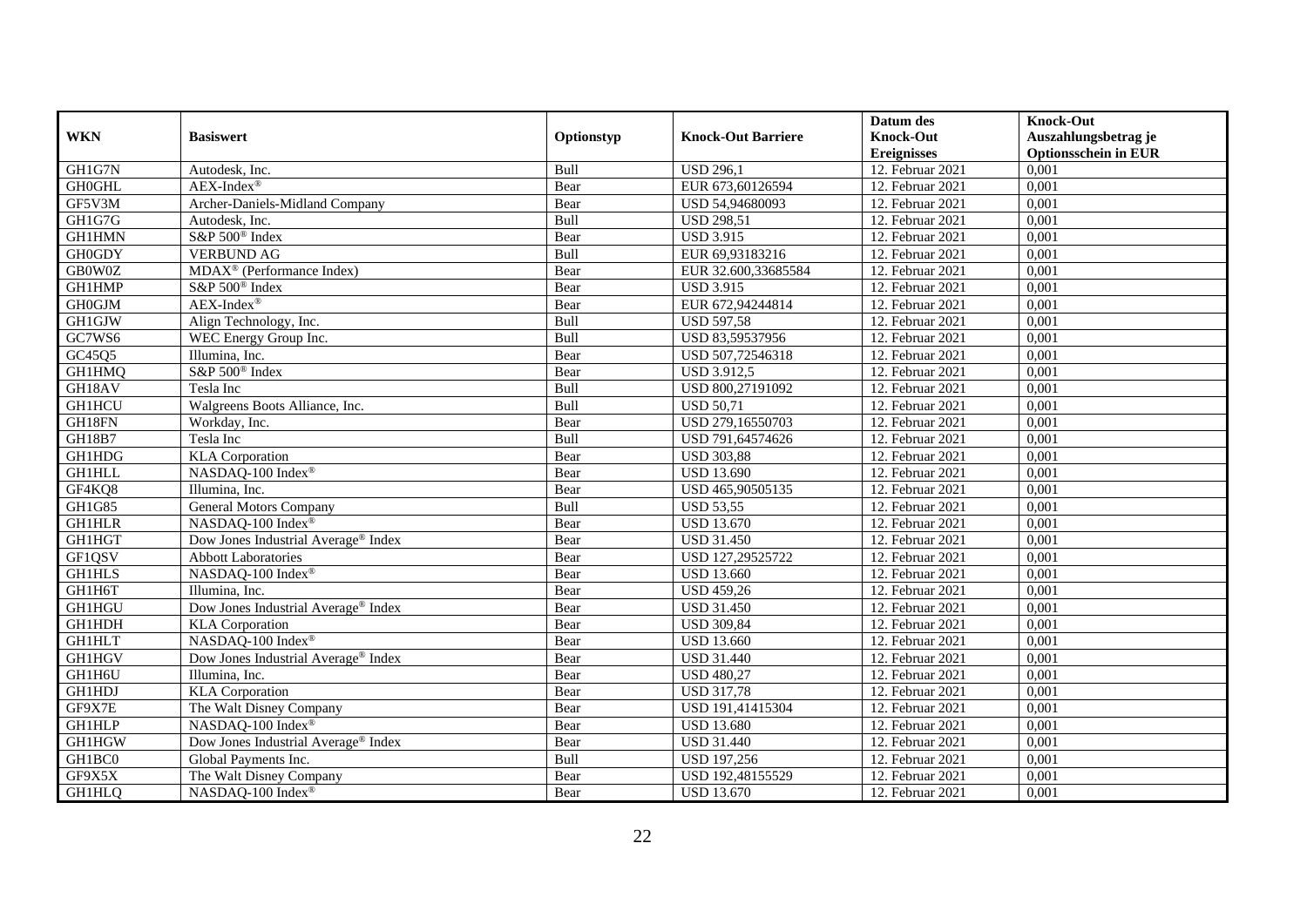| WKN | Basiswert | Optionstyp | Knock-Out Barriere | Datum des Knock-Out Ereignisses | Knock-Out Auszahlungsbetrag je Optionsschein in EUR |
|---|---|---|---|---|---|
| GH1G7N | Autodesk, Inc. | Bull | USD 296,1 | 12. Februar 2021 | 0,001 |
| GH0GHL | AEX-Index® | Bear | EUR 673,60126594 | 12. Februar 2021 | 0,001 |
| GF5V3M | Archer-Daniels-Midland Company | Bear | USD 54,94680093 | 12. Februar 2021 | 0,001 |
| GH1G7G | Autodesk, Inc. | Bull | USD 298,51 | 12. Februar 2021 | 0,001 |
| GH1HMN | S&P 500® Index | Bear | USD 3.915 | 12. Februar 2021 | 0,001 |
| GH0GDY | VERBUND AG | Bull | EUR 69,93183216 | 12. Februar 2021 | 0,001 |
| GB0W0Z | MDAX® (Performance Index) | Bear | EUR 32.600,33685584 | 12. Februar 2021 | 0,001 |
| GH1HMP | S&P 500® Index | Bear | USD 3.915 | 12. Februar 2021 | 0,001 |
| GH0GJM | AEX-Index® | Bear | EUR 672,94244814 | 12. Februar 2021 | 0,001 |
| GH1GJW | Align Technology, Inc. | Bull | USD 597,58 | 12. Februar 2021 | 0,001 |
| GC7WS6 | WEC Energy Group Inc. | Bull | USD 83,59537956 | 12. Februar 2021 | 0,001 |
| GC45Q5 | Illumina, Inc. | Bear | USD 507,72546318 | 12. Februar 2021 | 0,001 |
| GH1HMQ | S&P 500® Index | Bear | USD 3.912,5 | 12. Februar 2021 | 0,001 |
| GH18AV | Tesla Inc | Bull | USD 800,27191092 | 12. Februar 2021 | 0,001 |
| GH1HCU | Walgreens Boots Alliance, Inc. | Bull | USD 50,71 | 12. Februar 2021 | 0,001 |
| GH18FN | Workday, Inc. | Bear | USD 279,16550703 | 12. Februar 2021 | 0,001 |
| GH18B7 | Tesla Inc | Bull | USD 791,64574626 | 12. Februar 2021 | 0,001 |
| GH1HDG | KLA Corporation | Bear | USD 303,88 | 12. Februar 2021 | 0,001 |
| GH1HLL | NASDAQ-100 Index® | Bear | USD 13.690 | 12. Februar 2021 | 0,001 |
| GF4KQ8 | Illumina, Inc. | Bear | USD 465,90505135 | 12. Februar 2021 | 0,001 |
| GH1G85 | General Motors Company | Bull | USD 53,55 | 12. Februar 2021 | 0,001 |
| GH1HLR | NASDAQ-100 Index® | Bear | USD 13.670 | 12. Februar 2021 | 0,001 |
| GH1HGT | Dow Jones Industrial Average® Index | Bear | USD 31.450 | 12. Februar 2021 | 0,001 |
| GF1QSV | Abbott Laboratories | Bear | USD 127,29525722 | 12. Februar 2021 | 0,001 |
| GH1HLS | NASDAQ-100 Index® | Bear | USD 13.660 | 12. Februar 2021 | 0,001 |
| GH1H6T | Illumina, Inc. | Bear | USD 459,26 | 12. Februar 2021 | 0,001 |
| GH1HGU | Dow Jones Industrial Average® Index | Bear | USD 31.450 | 12. Februar 2021 | 0,001 |
| GH1HDH | KLA Corporation | Bear | USD 309,84 | 12. Februar 2021 | 0,001 |
| GH1HLT | NASDAQ-100 Index® | Bear | USD 13.660 | 12. Februar 2021 | 0,001 |
| GH1HGV | Dow Jones Industrial Average® Index | Bear | USD 31.440 | 12. Februar 2021 | 0,001 |
| GH1H6U | Illumina, Inc. | Bear | USD 480,27 | 12. Februar 2021 | 0,001 |
| GH1HDJ | KLA Corporation | Bear | USD 317,78 | 12. Februar 2021 | 0,001 |
| GF9X7E | The Walt Disney Company | Bear | USD 191,41415304 | 12. Februar 2021 | 0,001 |
| GH1HLP | NASDAQ-100 Index® | Bear | USD 13.680 | 12. Februar 2021 | 0,001 |
| GH1HGW | Dow Jones Industrial Average® Index | Bear | USD 31.440 | 12. Februar 2021 | 0,001 |
| GH1BC0 | Global Payments Inc. | Bull | USD 197,256 | 12. Februar 2021 | 0,001 |
| GF9X5X | The Walt Disney Company | Bear | USD 192,48155529 | 12. Februar 2021 | 0,001 |
| GH1HLQ | NASDAQ-100 Index® | Bear | USD 13.670 | 12. Februar 2021 | 0,001 |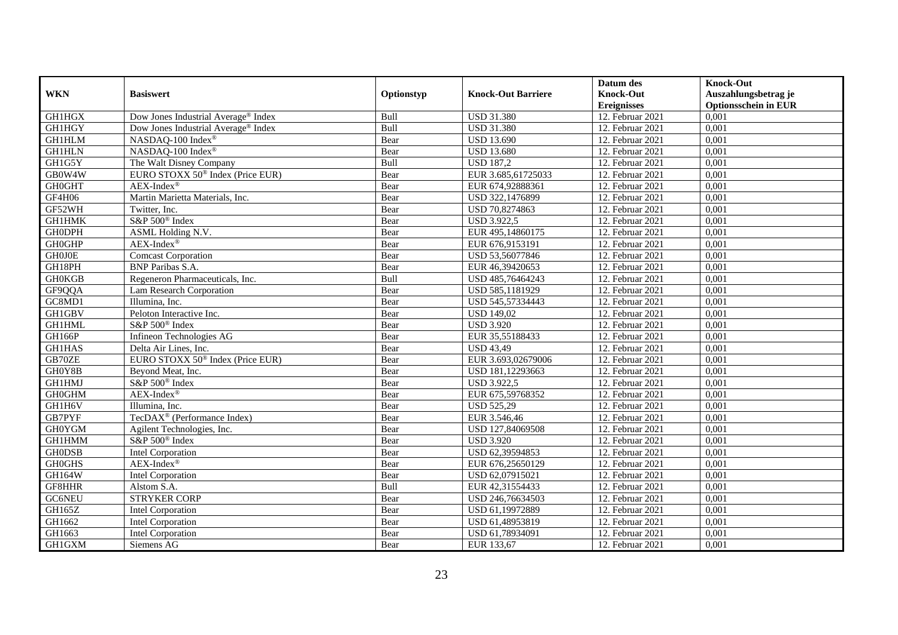| WKN | Basiswert | Optionstyp | Knock-Out Barriere | Datum des Knock-Out Ereignisses | Knock-Out Auszahlungsbetrag je Optionsschein in EUR |
|---|---|---|---|---|---|
| GH1HGX | Dow Jones Industrial Average® Index | Bull | USD 31.380 | 12. Februar 2021 | 0,001 |
| GH1HGY | Dow Jones Industrial Average® Index | Bull | USD 31.380 | 12. Februar 2021 | 0,001 |
| GH1HLM | NASDAQ-100 Index® | Bear | USD 13.690 | 12. Februar 2021 | 0,001 |
| GH1HLN | NASDAQ-100 Index® | Bear | USD 13.680 | 12. Februar 2021 | 0,001 |
| GH1G5Y | The Walt Disney Company | Bull | USD 187,2 | 12. Februar 2021 | 0,001 |
| GB0W4W | EURO STOXX 50® Index (Price EUR) | Bear | EUR 3.685,61725033 | 12. Februar 2021 | 0,001 |
| GH0GHT | AEX-Index® | Bear | EUR 674,92888361 | 12. Februar 2021 | 0,001 |
| GF4H06 | Martin Marietta Materials, Inc. | Bear | USD 322,1476899 | 12. Februar 2021 | 0,001 |
| GF52WH | Twitter, Inc. | Bear | USD 70,8274863 | 12. Februar 2021 | 0,001 |
| GH1HMK | S&P 500® Index | Bear | USD 3.922,5 | 12. Februar 2021 | 0,001 |
| GH0DPH | ASML Holding N.V. | Bear | EUR 495,14860175 | 12. Februar 2021 | 0,001 |
| GH0GHP | AEX-Index® | Bear | EUR 676,9153191 | 12. Februar 2021 | 0,001 |
| GH0J0E | Comcast Corporation | Bear | USD 53,56077846 | 12. Februar 2021 | 0,001 |
| GH18PH | BNP Paribas S.A. | Bear | EUR 46,39420653 | 12. Februar 2021 | 0,001 |
| GH0KGB | Regeneron Pharmaceuticals, Inc. | Bull | USD 485,76464243 | 12. Februar 2021 | 0,001 |
| GF9QQA | Lam Research Corporation | Bear | USD 585,1181929 | 12. Februar 2021 | 0,001 |
| GC8MD1 | Illumina, Inc. | Bear | USD 545,57334443 | 12. Februar 2021 | 0,001 |
| GH1GBV | Peloton Interactive Inc. | Bear | USD 149,02 | 12. Februar 2021 | 0,001 |
| GH1HML | S&P 500® Index | Bear | USD 3.920 | 12. Februar 2021 | 0,001 |
| GH166P | Infineon Technologies AG | Bear | EUR 35,55188433 | 12. Februar 2021 | 0,001 |
| GH1HAS | Delta Air Lines, Inc. | Bear | USD 43,49 | 12. Februar 2021 | 0,001 |
| GB70ZE | EURO STOXX 50® Index (Price EUR) | Bear | EUR 3.693,02679006 | 12. Februar 2021 | 0,001 |
| GH0Y8B | Beyond Meat, Inc. | Bear | USD 181,12293663 | 12. Februar 2021 | 0,001 |
| GH1HMJ | S&P 500® Index | Bear | USD 3.922,5 | 12. Februar 2021 | 0,001 |
| GH0GHM | AEX-Index® | Bear | EUR 675,59768352 | 12. Februar 2021 | 0,001 |
| GH1H6V | Illumina, Inc. | Bear | USD 525,29 | 12. Februar 2021 | 0,001 |
| GB7PYF | TecDAX® (Performance Index) | Bear | EUR 3.546,46 | 12. Februar 2021 | 0,001 |
| GH0YGM | Agilent Technologies, Inc. | Bear | USD 127,84069508 | 12. Februar 2021 | 0,001 |
| GH1HMM | S&P 500® Index | Bear | USD 3.920 | 12. Februar 2021 | 0,001 |
| GH0DSB | Intel Corporation | Bear | USD 62,39594853 | 12. Februar 2021 | 0,001 |
| GH0GHS | AEX-Index® | Bear | EUR 676,25650129 | 12. Februar 2021 | 0,001 |
| GH164W | Intel Corporation | Bear | USD 62,07915021 | 12. Februar 2021 | 0,001 |
| GF8HHR | Alstom S.A. | Bull | EUR 42,31554433 | 12. Februar 2021 | 0,001 |
| GC6NEU | STRYKER CORP | Bear | USD 246,76634503 | 12. Februar 2021 | 0,001 |
| GH165Z | Intel Corporation | Bear | USD 61,19972889 | 12. Februar 2021 | 0,001 |
| GH1662 | Intel Corporation | Bear | USD 61,48953819 | 12. Februar 2021 | 0,001 |
| GH1663 | Intel Corporation | Bear | USD 61,78934091 | 12. Februar 2021 | 0,001 |
| GH1GXM | Siemens AG | Bear | EUR 133,67 | 12. Februar 2021 | 0,001 |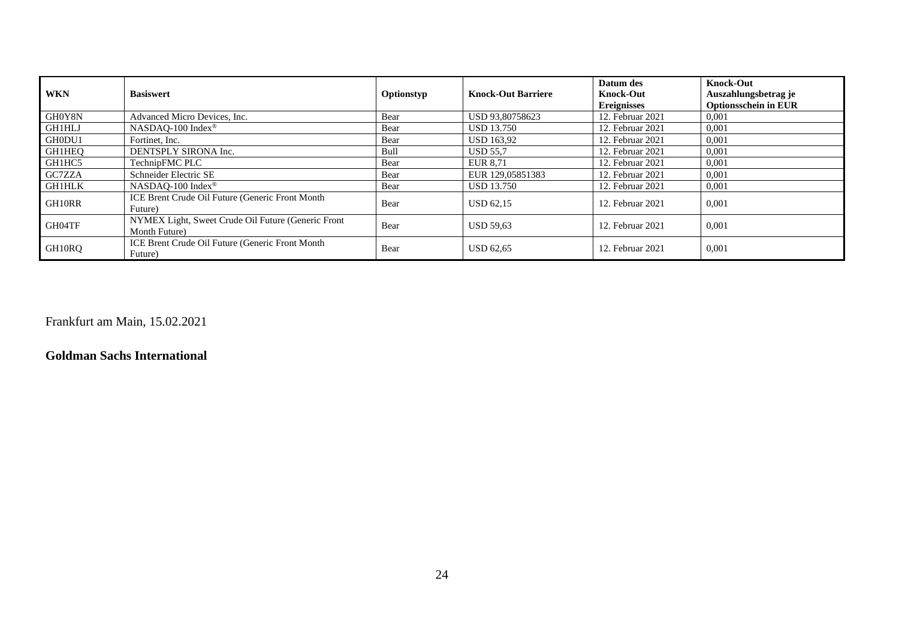| WKN | Basiswert | Optionstyp | Knock-Out Barriere | Datum des Knock-Out Ereignisses | Knock-Out Auszahlungsbetrag je Optionsschein in EUR |
|---|---|---|---|---|---|
| GH0Y8N | Advanced Micro Devices, Inc. | Bear | USD 93,80758623 | 12. Februar 2021 | 0,001 |
| GH1HLJ | NASDAQ-100 Index® | Bear | USD 13.750 | 12. Februar 2021 | 0,001 |
| GH0DU1 | Fortinet, Inc. | Bear | USD 163,92 | 12. Februar 2021 | 0,001 |
| GH1HEQ | DENTSPLY SIRONA Inc. | Bull | USD 55,7 | 12. Februar 2021 | 0,001 |
| GH1HC5 | TechnipFMC PLC | Bear | EUR 8,71 | 12. Februar 2021 | 0,001 |
| GC7ZZA | Schneider Electric SE | Bear | EUR 129,05851383 | 12. Februar 2021 | 0,001 |
| GH1HLK | NASDAQ-100 Index® | Bear | USD 13.750 | 12. Februar 2021 | 0,001 |
| GH10RR | ICE Brent Crude Oil Future (Generic Front Month Future) | Bear | USD 62,15 | 12. Februar 2021 | 0,001 |
| GH04TF | NYMEX Light, Sweet Crude Oil Future (Generic Front Month Future) | Bear | USD 59,63 | 12. Februar 2021 | 0,001 |
| GH10RQ | ICE Brent Crude Oil Future (Generic Front Month Future) | Bear | USD 62,65 | 12. Februar 2021 | 0,001 |

Frankfurt am Main, 15.02.2021

**Goldman Sachs International**